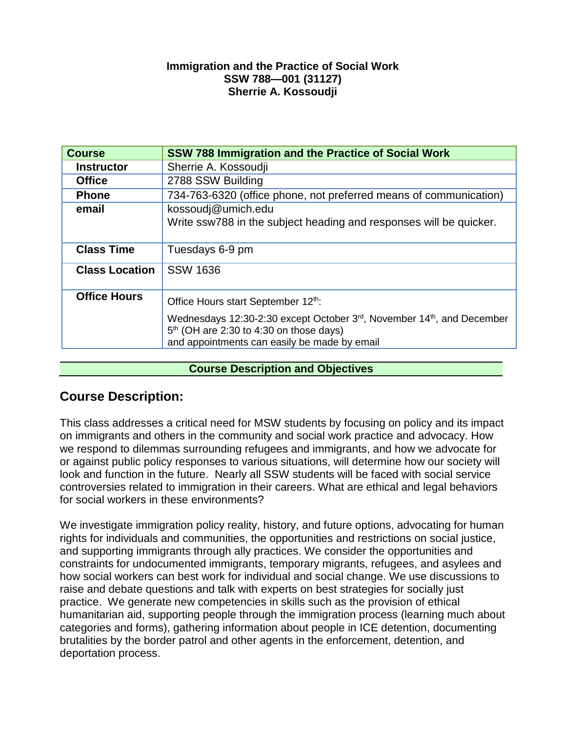**Immigration and the Practice of Social Work**
**SSW 788—001 (31127)**
**Sherrie A. Kossoudji**

| **Course** | **SSW 788 Immigration and the Practice of Social Work** |
|---|---|
| **Instructor** | Sherrie A. Kossoudji |
| **Office** | 2788 SSW Building |
| **Phone** | 734-763-6320 (office phone, not preferred means of communication) |
| **email** | kossoudj@umich.edu<br>Write ssw788 in the subject heading and responses will be quicker. |
| **Class Time** | Tuesdays 6-9 pm |
| **Class Location** | SSW 1636 |
| **Office Hours** | Office Hours start September 12th:<br>Wednesdays 12:30-2:30 except October 3rd, November 14th, and December 5th (OH are 2:30 to 4:30 on those days)<br>and appointments can easily be made by email |

**Course Description and Objectives**

## Course Description:

This class addresses a critical need for MSW students by focusing on policy and its impact on immigrants and others in the community and social work practice and advocacy. How we respond to dilemmas surrounding refugees and immigrants, and how we advocate for or against public policy responses to various situations, will determine how our society will look and function in the future. Nearly all SSW students will be faced with social service controversies related to immigration in their careers. What are ethical and legal behaviors for social workers in these environments?

We investigate immigration policy reality, history, and future options, advocating for human rights for individuals and communities, the opportunities and restrictions on social justice, and supporting immigrants through ally practices. We consider the opportunities and constraints for undocumented immigrants, temporary migrants, refugees, and asylees and how social workers can best work for individual and social change. We use discussions to raise and debate questions and talk with experts on best strategies for socially just practice. We generate new competencies in skills such as the provision of ethical humanitarian aid, supporting people through the immigration process (learning much about categories and forms), gathering information about people in ICE detention, documenting brutalities by the border patrol and other agents in the enforcement, detention, and deportation process.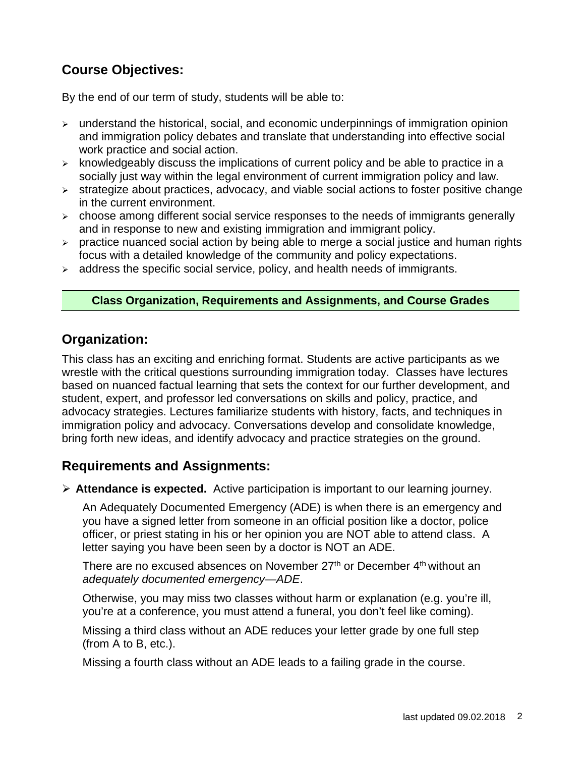## Course Objectives:

By the end of our term of study, students will be able to:

- understand the historical, social, and economic underpinnings of immigration opinion and immigration policy debates and translate that understanding into effective social work practice and social action.
- knowledgeably discuss the implications of current policy and be able to practice in a socially just way within the legal environment of current immigration policy and law.
- strategize about practices, advocacy, and viable social actions to foster positive change in the current environment.
- choose among different social service responses to the needs of immigrants generally and in response to new and existing immigration and immigrant policy.
- practice nuanced social action by being able to merge a social justice and human rights focus with a detailed knowledge of the community and policy expectations.
- address the specific social service, policy, and health needs of immigrants.

---

**Class Organization, Requirements and Assignments, and Course Grades**

---

## Organization:

This class has an exciting and enriching format. Students are active participants as we wrestle with the critical questions surrounding immigration today. Classes have lectures based on nuanced factual learning that sets the context for our further development, and student, expert, and professor led conversations on skills and policy, practice, and advocacy strategies. Lectures familiarize students with history, facts, and techniques in immigration policy and advocacy. Conversations develop and consolidate knowledge, bring forth new ideas, and identify advocacy and practice strategies on the ground.

## Requirements and Assignments:

- **Attendance is expected.** Active participation is important to our learning journey.

  An Adequately Documented Emergency (ADE) is when there is an emergency and you have a signed letter from someone in an official position like a doctor, police officer, or priest stating in his or her opinion you are NOT able to attend class. A letter saying you have been seen by a doctor is NOT an ADE.

  There are no excused absences on November 27th or December 4th without an *adequately documented emergency—ADE*.

  Otherwise, you may miss two classes without harm or explanation (e.g. you're ill, you're at a conference, you must attend a funeral, you don't feel like coming).

  Missing a third class without an ADE reduces your letter grade by one full step (from A to B, etc.).

  Missing a fourth class without an ADE leads to a failing grade in the course.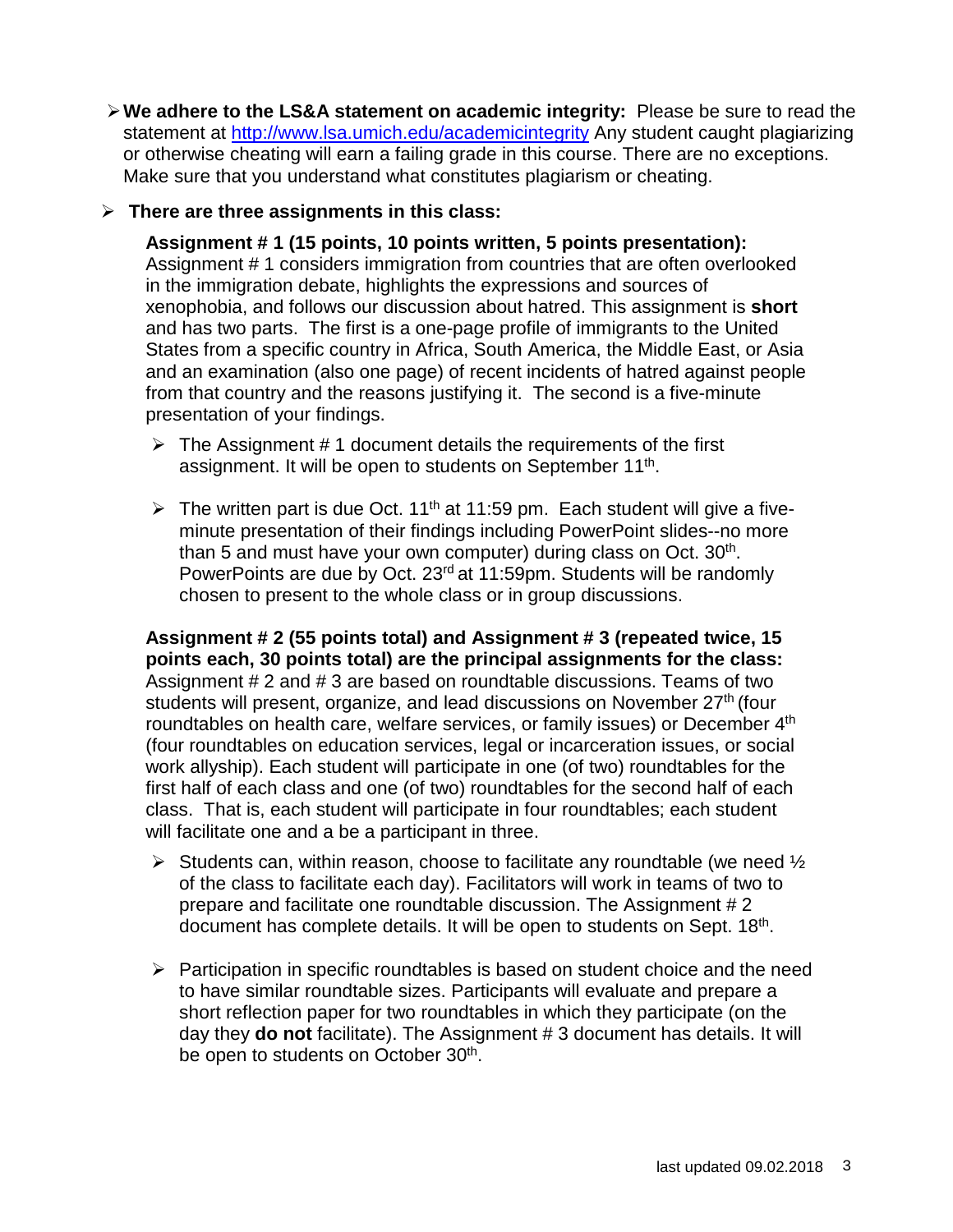- **We adhere to the LS&A statement on academic integrity:** Please be sure to read the statement at http://www.lsa.umich.edu/academicintegrity Any student caught plagiarizing or otherwise cheating will earn a failing grade in this course. There are no exceptions. Make sure that you understand what constitutes plagiarism or cheating.

- **There are three assignments in this class:**

  **Assignment # 1 (15 points, 10 points written, 5 points presentation):** Assignment # 1 considers immigration from countries that are often overlooked in the immigration debate, highlights the expressions and sources of xenophobia, and follows our discussion about hatred. This assignment is **short** and has two parts. The first is a one-page profile of immigrants to the United States from a specific country in Africa, South America, the Middle East, or Asia and an examination (also one page) of recent incidents of hatred against people from that country and the reasons justifying it. The second is a five-minute presentation of your findings.

  - The Assignment # 1 document details the requirements of the first assignment. It will be open to students on September 11th.

  - The written part is due Oct. 11th at 11:59 pm. Each student will give a five-minute presentation of their findings including PowerPoint slides--no more than 5 and must have your own computer) during class on Oct. 30th. PowerPoints are due by Oct. 23rd at 11:59pm. Students will be randomly chosen to present to the whole class or in group discussions.

  **Assignment # 2 (55 points total) and Assignment # 3 (repeated twice, 15 points each, 30 points total) are the principal assignments for the class:** Assignment # 2 and # 3 are based on roundtable discussions. Teams of two students will present, organize, and lead discussions on November 27th (four roundtables on health care, welfare services, or family issues) or December 4th (four roundtables on education services, legal or incarceration issues, or social work allyship). Each student will participate in one (of two) roundtables for the first half of each class and one (of two) roundtables for the second half of each class. That is, each student will participate in four roundtables; each student will facilitate one and a be a participant in three.

  - Students can, within reason, choose to facilitate any roundtable (we need ½ of the class to facilitate each day). Facilitators will work in teams of two to prepare and facilitate one roundtable discussion. The Assignment # 2 document has complete details. It will be open to students on Sept. 18th.

  - Participation in specific roundtables is based on student choice and the need to have similar roundtable sizes. Participants will evaluate and prepare a short reflection paper for two roundtables in which they participate (on the day they **do not** facilitate). The Assignment # 3 document has details. It will be open to students on October 30th.

last updated 09.02.2018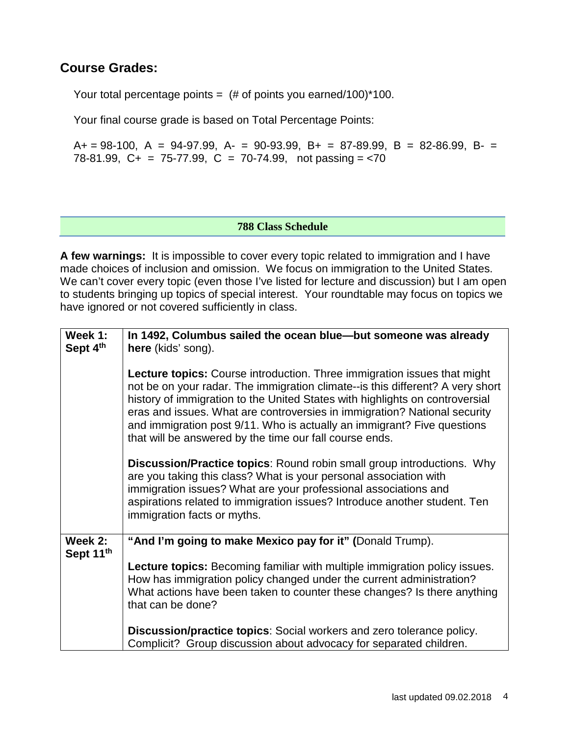## Course Grades:

Your total percentage points = (# of points you earned/100)*100.

Your final course grade is based on Total Percentage Points:

A+ = 98-100, A = 94-97.99, A- = 90-93.99, B+ = 87-89.99, B = 82-86.99, B- = 78-81.99, C+ = 75-77.99, C = 70-74.99, not passing = <70

## 788 Class Schedule

**A few warnings:** It is impossible to cover every topic related to immigration and I have made choices of inclusion and omission. We focus on immigration to the United States. We can't cover every topic (even those I've listed for lecture and discussion) but I am open to students bringing up topics of special interest. Your roundtable may focus on topics we have ignored or not covered sufficiently in class.

| | |
|---|---|
| **Week 1: Sept 4th** | **In 1492, Columbus sailed the ocean blue—but someone was already here** (kids' song).<br><br>**Lecture topics:** Course introduction. Three immigration issues that might not be on your radar. The immigration climate--is this different? A very short history of immigration to the United States with highlights on controversial eras and issues. What are controversies in immigration? National security and immigration post 9/11. Who is actually an immigrant? Five questions that will be answered by the time our fall course ends.<br><br>**Discussion/Practice topics**: Round robin small group introductions. Why are you taking this class? What is your personal association with immigration issues? What are your professional associations and aspirations related to immigration issues? Introduce another student. Ten immigration facts or myths. |
| **Week 2: Sept 11th** | **"And I'm going to make Mexico pay for it" (**Donald Trump).<br><br>**Lecture topics:** Becoming familiar with multiple immigration policy issues. How has immigration policy changed under the current administration? What actions have been taken to counter these changes? Is there anything that can be done?<br><br>**Discussion/practice topics**: Social workers and zero tolerance policy. Complicit? Group discussion about advocacy for separated children. |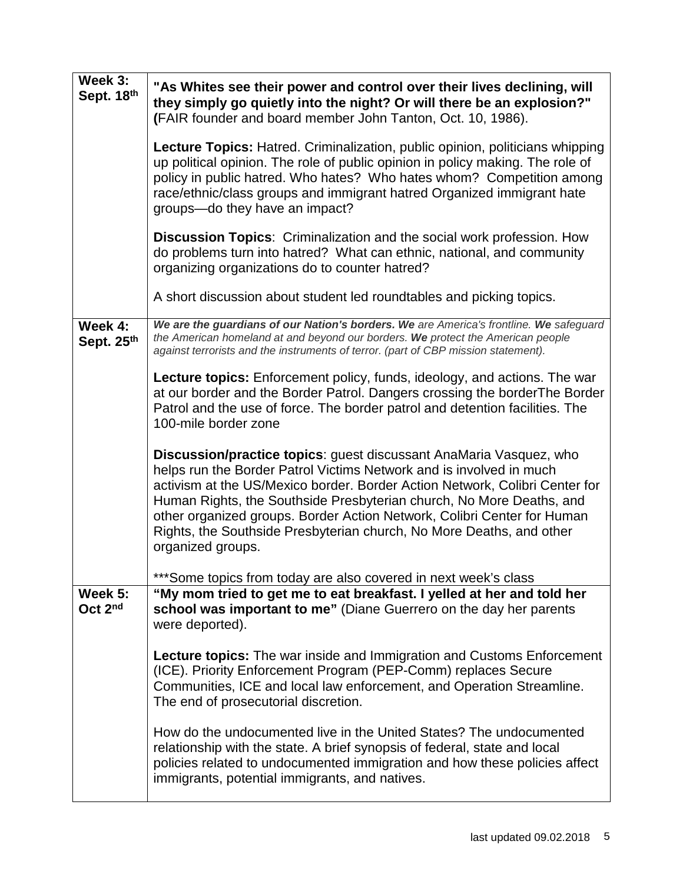| | |
|---|---|
| **Week 3: Sept. 18th** | **"As Whites see their power and control over their lives declining, will they simply go quietly into the night? Or will there be an explosion?" (**FAIR founder and board member John Tanton, Oct. 10, 1986).<br><br>**Lecture Topics:** Hatred. Criminalization, public opinion, politicians whipping up political opinion. The role of public opinion in policy making. The role of policy in public hatred. Who hates? Who hates whom? Competition among race/ethnic/class groups and immigrant hatred Organized immigrant hate groups—do they have an impact?<br><br>**Discussion Topics**: Criminalization and the social work profession. How do problems turn into hatred? What can ethnic, national, and community organizing organizations do to counter hatred?<br><br>A short discussion about student led roundtables and picking topics. |
| **Week 4: Sept. 25th** | ***We** are the guardians of our Nation's borders. **We** are America's frontline. **We** safeguard the American homeland at and beyond our borders. **We** protect the American people against terrorists and the instruments of terror. (part of CBP mission statement).*<br><br>**Lecture topics:** Enforcement policy, funds, ideology, and actions. The war at our border and the Border Patrol. Dangers crossing the borderThe Border Patrol and the use of force. The border patrol and detention facilities. The 100-mile border zone<br><br>**Discussion/practice topics**: guest discussant AnaMaria Vasquez, who helps run the Border Patrol Victims Network and is involved in much activism at the US/Mexico border. Border Action Network, Colibri Center for Human Rights, the Southside Presbyterian church, No More Deaths, and other organized groups. Border Action Network, Colibri Center for Human Rights, the Southside Presbyterian church, No More Deaths, and other organized groups.<br><br>***Some topics from today are also covered in next week's class |
| **Week 5: Oct 2nd** | **"My mom tried to get me to eat breakfast. I yelled at her and told her school was important to me"** (Diane Guerrero on the day her parents were deported).<br><br>**Lecture topics:** The war inside and Immigration and Customs Enforcement (ICE). Priority Enforcement Program (PEP-Comm) replaces Secure Communities, ICE and local law enforcement, and Operation Streamline. The end of prosecutorial discretion.<br><br>How do the undocumented live in the United States? The undocumented relationship with the state. A brief synopsis of federal, state and local policies related to undocumented immigration and how these policies affect immigrants, potential immigrants, and natives. |

last updated 09.02.2018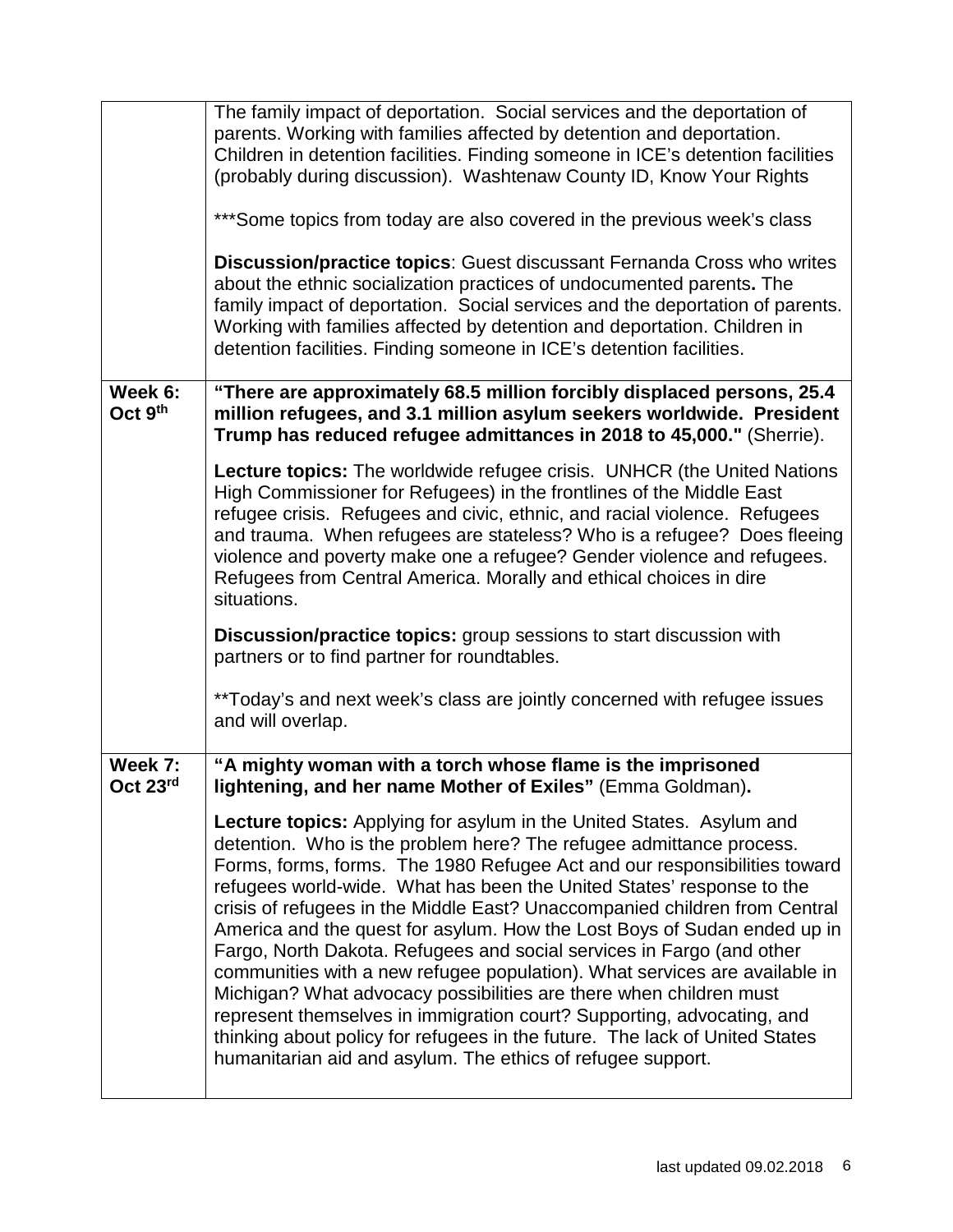| | |
|---|---|
| | The family impact of deportation. Social services and the deportation of parents. Working with families affected by detention and deportation. Children in detention facilities. Finding someone in ICE's detention facilities (probably during discussion). Washtenaw County ID, Know Your Rights<br><br>***Some topics from today are also covered in the previous week's class<br><br>**Discussion/practice topics**: Guest discussant Fernanda Cross who writes about the ethnic socialization practices of undocumented parents**.** The family impact of deportation. Social services and the deportation of parents. Working with families affected by detention and deportation. Children in detention facilities. Finding someone in ICE's detention facilities. |
| **Week 6: Oct 9th** | **"There are approximately 68.5 million forcibly displaced persons, 25.4 million refugees, and 3.1 million asylum seekers worldwide. President Trump has reduced refugee admittances in 2018 to 45,000."** (Sherrie).<br><br>**Lecture topics:** The worldwide refugee crisis. UNHCR (the United Nations High Commissioner for Refugees) in the frontlines of the Middle East refugee crisis. Refugees and civic, ethnic, and racial violence. Refugees and trauma. When refugees are stateless? Who is a refugee? Does fleeing violence and poverty make one a refugee? Gender violence and refugees. Refugees from Central America. Morally and ethical choices in dire situations.<br><br>**Discussion/practice topics:** group sessions to start discussion with partners or to find partner for roundtables.<br><br>**Today's and next week's class are jointly concerned with refugee issues and will overlap. |
| **Week 7: Oct 23rd** | **"A mighty woman with a torch whose flame is the imprisoned lightening, and her name Mother of Exiles"** (Emma Goldman)**.**<br><br>**Lecture topics:** Applying for asylum in the United States. Asylum and detention. Who is the problem here? The refugee admittance process. Forms, forms, forms. The 1980 Refugee Act and our responsibilities toward refugees world-wide. What has been the United States' response to the crisis of refugees in the Middle East? Unaccompanied children from Central America and the quest for asylum. How the Lost Boys of Sudan ended up in Fargo, North Dakota. Refugees and social services in Fargo (and other communities with a new refugee population). What services are available in Michigan? What advocacy possibilities are there when children must represent themselves in immigration court? Supporting, advocating, and thinking about policy for refugees in the future. The lack of United States humanitarian aid and asylum. The ethics of refugee support. |

last updated 09.02.2018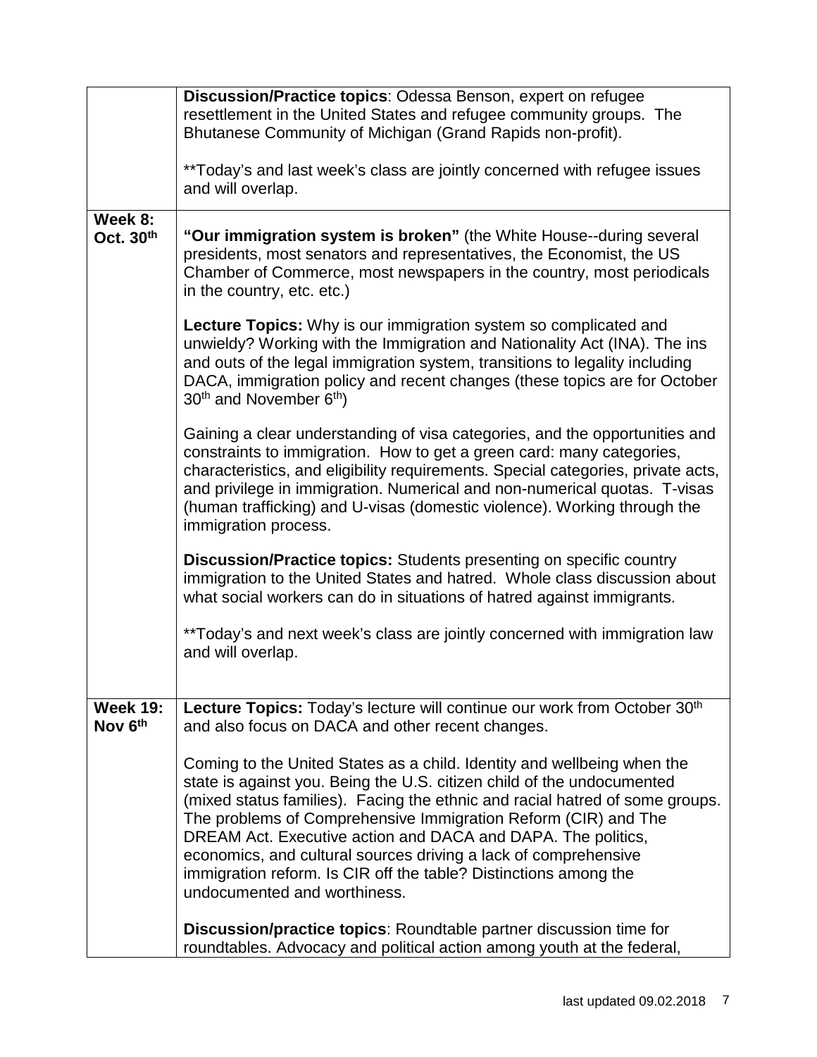| | |
|---|---|
| | **Discussion/Practice topics**: Odessa Benson, expert on refugee resettlement in the United States and refugee community groups. The Bhutanese Community of Michigan (Grand Rapids non-profit).<br><br>**Today's and last week's class are jointly concerned with refugee issues and will overlap. |
| **Week 8: Oct. 30th** | **"Our immigration system is broken"** (the White House--during several presidents, most senators and representatives, the Economist, the US Chamber of Commerce, most newspapers in the country, most periodicals in the country, etc. etc.)<br><br>**Lecture Topics:** Why is our immigration system so complicated and unwieldy? Working with the Immigration and Nationality Act (INA). The ins and outs of the legal immigration system, transitions to legality including DACA, immigration policy and recent changes (these topics are for October 30th and November 6th)<br><br>Gaining a clear understanding of visa categories, and the opportunities and constraints to immigration. How to get a green card: many categories, characteristics, and eligibility requirements. Special categories, private acts, and privilege in immigration. Numerical and non-numerical quotas. T-visas (human trafficking) and U-visas (domestic violence). Working through the immigration process.<br><br>**Discussion/Practice topics:** Students presenting on specific country immigration to the United States and hatred. Whole class discussion about what social workers can do in situations of hatred against immigrants.<br><br>**Today's and next week's class are jointly concerned with immigration law and will overlap. |
| **Week 19: Nov 6th** | **Lecture Topics:** Today's lecture will continue our work from October 30th and also focus on DACA and other recent changes.<br><br>Coming to the United States as a child. Identity and wellbeing when the state is against you. Being the U.S. citizen child of the undocumented (mixed status families). Facing the ethnic and racial hatred of some groups. The problems of Comprehensive Immigration Reform (CIR) and The DREAM Act. Executive action and DACA and DAPA. The politics, economics, and cultural sources driving a lack of comprehensive immigration reform. Is CIR off the table? Distinctions among the undocumented and worthiness.<br><br>**Discussion/practice topics**: Roundtable partner discussion time for roundtables. Advocacy and political action among youth at the federal, |

last updated 09.02.2018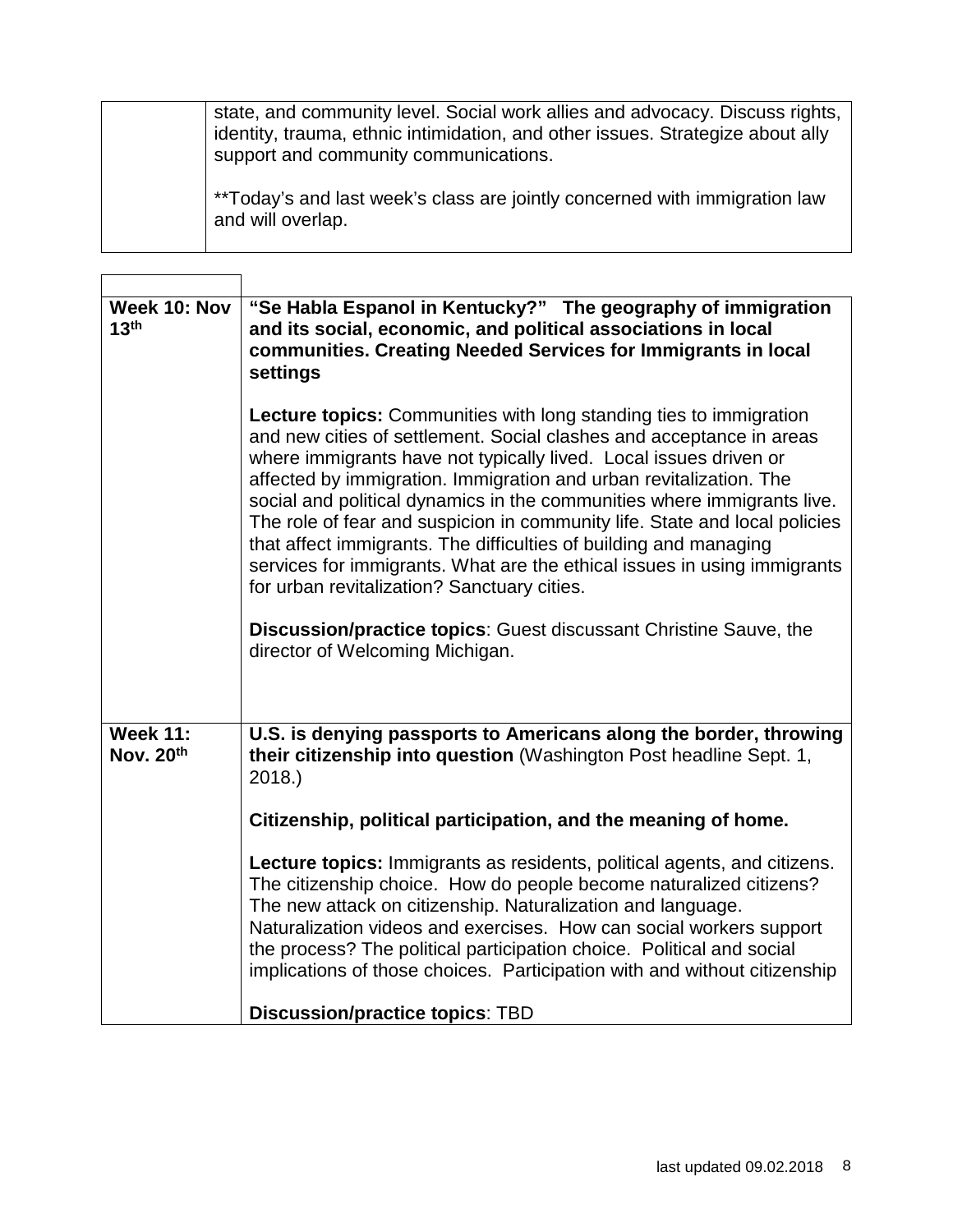| | |
|---|---|
| | state, and community level. Social work allies and advocacy. Discuss rights, identity, trauma, ethnic intimidation, and other issues. Strategize about ally support and community communications.<br><br>**Today's and last week's class are jointly concerned with immigration law and will overlap. |

| | |
|---|---|
| **Week 10: Nov 13th** | **"Se Habla Espanol in Kentucky?" The geography of immigration and its social, economic, and political associations in local communities. Creating Needed Services for Immigrants in local settings**<br><br>**Lecture topics:** Communities with long standing ties to immigration and new cities of settlement. Social clashes and acceptance in areas where immigrants have not typically lived. Local issues driven or affected by immigration. Immigration and urban revitalization. The social and political dynamics in the communities where immigrants live. The role of fear and suspicion in community life. State and local policies that affect immigrants. The difficulties of building and managing services for immigrants. What are the ethical issues in using immigrants for urban revitalization? Sanctuary cities.<br><br>**Discussion/practice topics**: Guest discussant Christine Sauve, the director of Welcoming Michigan. |
| **Week 11: Nov. 20th** | **U.S. is denying passports to Americans along the border, throwing their citizenship into question** (Washington Post headline Sept. 1, 2018.)<br><br>**Citizenship, political participation, and the meaning of home.**<br><br>**Lecture topics:** Immigrants as residents, political agents, and citizens. The citizenship choice. How do people become naturalized citizens? The new attack on citizenship. Naturalization and language. Naturalization videos and exercises. How can social workers support the process? The political participation choice. Political and social implications of those choices. Participation with and without citizenship<br><br>**Discussion/practice topics**: TBD |

last updated 09.02.2018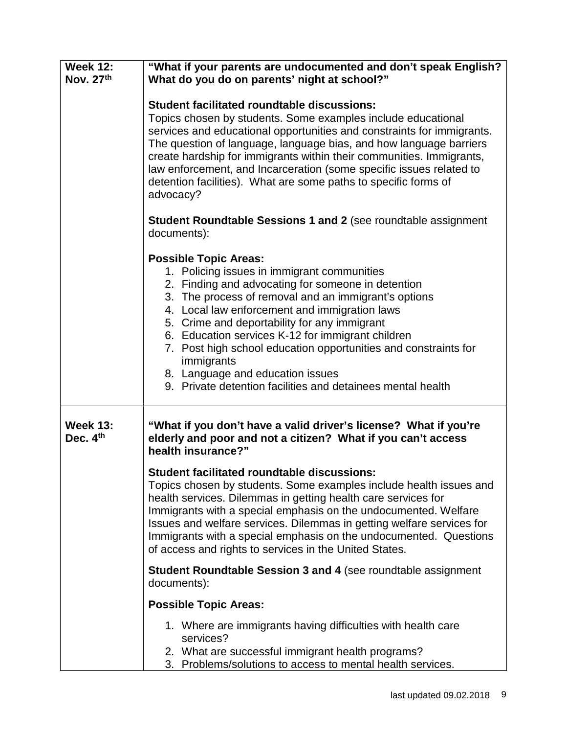| | |
|---|---|
| **Week 12: Nov. 27th** | **"What if your parents are undocumented and don't speak English? What do you do on parents' night at school?"**<br><br>**Student facilitated roundtable discussions:**<br>Topics chosen by students. Some examples include educational services and educational opportunities and constraints for immigrants. The question of language, language bias, and how language barriers create hardship for immigrants within their communities. Immigrants, law enforcement, and Incarceration (some specific issues related to detention facilities). What are some paths to specific forms of advocacy?<br><br>**Student Roundtable Sessions 1 and 2** (see roundtable assignment documents):<br><br>**Possible Topic Areas:**<br>1. Policing issues in immigrant communities<br>2. Finding and advocating for someone in detention<br>3. The process of removal and an immigrant's options<br>4. Local law enforcement and immigration laws<br>5. Crime and deportability for any immigrant<br>6. Education services K-12 for immigrant children<br>7. Post high school education opportunities and constraints for immigrants<br>8. Language and education issues<br>9. Private detention facilities and detainees mental health |
| **Week 13: Dec. 4th** | **"What if you don't have a valid driver's license? What if you're elderly and poor and not a citizen? What if you can't access health insurance?"**<br><br>**Student facilitated roundtable discussions:**<br>Topics chosen by students. Some examples include health issues and health services. Dilemmas in getting health care services for Immigrants with a special emphasis on the undocumented. Welfare Issues and welfare services. Dilemmas in getting welfare services for Immigrants with a special emphasis on the undocumented. Questions of access and rights to services in the United States.<br><br>**Student Roundtable Session 3 and 4** (see roundtable assignment documents):<br><br>**Possible Topic Areas:**<br><br>1. Where are immigrants having difficulties with health care services?<br>2. What are successful immigrant health programs?<br>3. Problems/solutions to access to mental health services. |

last updated 09.02.2018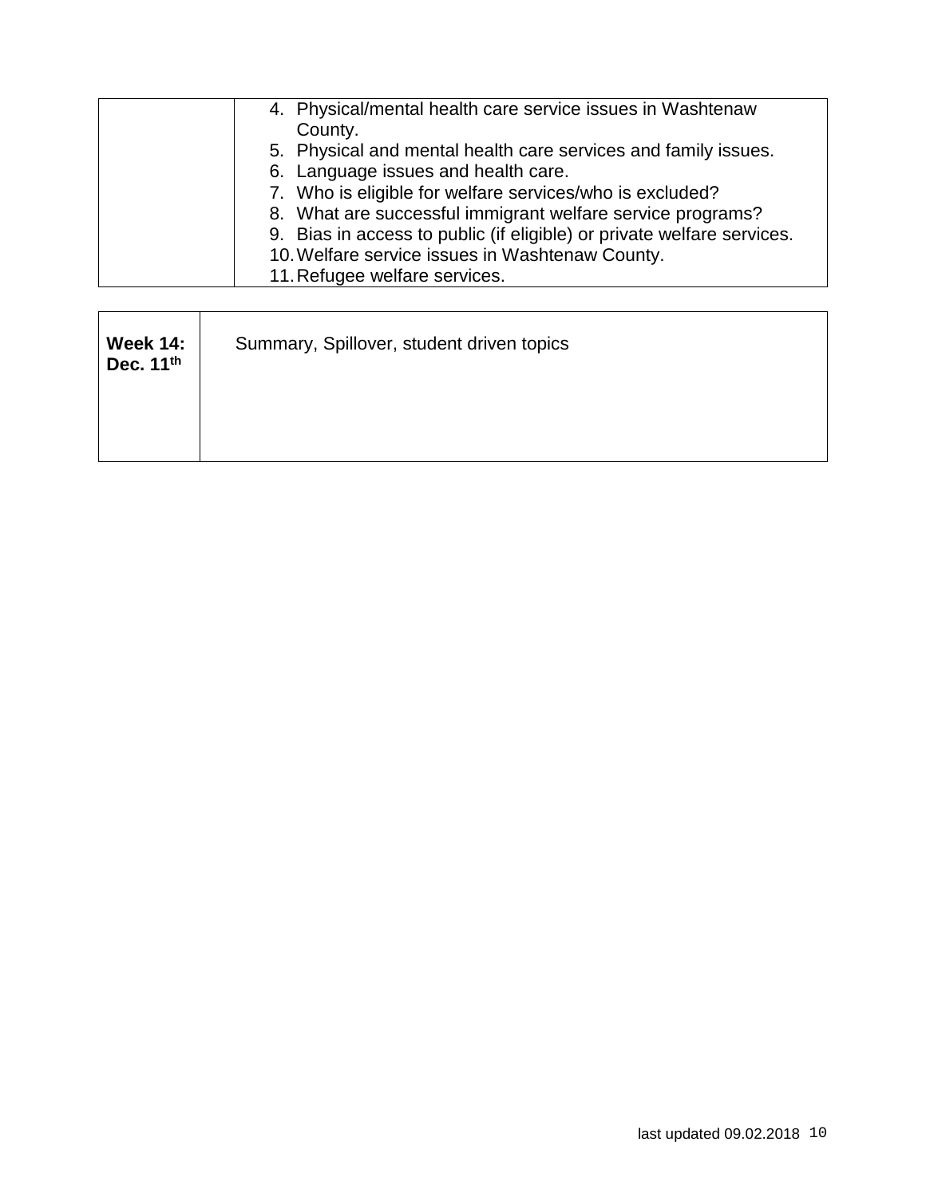| | |
|---|---|
| | 4. Physical/mental health care service issues in Washtenaw County.<br>5. Physical and mental health care services and family issues.<br>6. Language issues and health care.<br>7. Who is eligible for welfare services/who is excluded?<br>8. What are successful immigrant welfare service programs?<br>9. Bias in access to public (if eligible) or private welfare services.<br>10. Welfare service issues in Washtenaw County.<br>11. Refugee welfare services. |

| | |
|---|---|
| **Week 14: Dec. 11th** | Summary, Spillover, student driven topics |

last updated 09.02.2018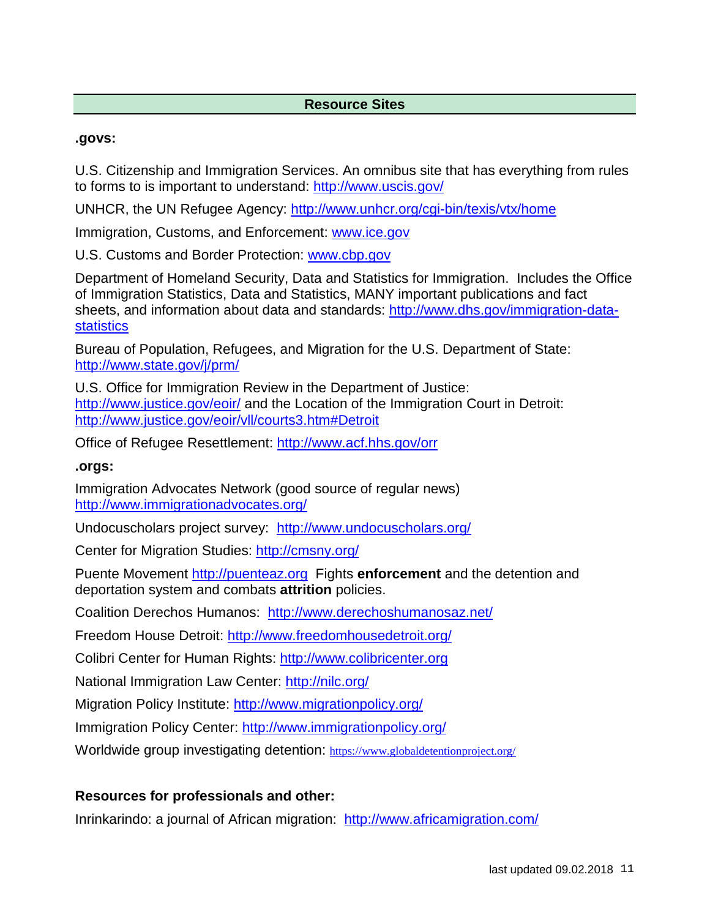## Resource Sites

**.govs:**

U.S. Citizenship and Immigration Services. An omnibus site that has everything from rules to forms to is important to understand: http://www.uscis.gov/

UNHCR, the UN Refugee Agency: http://www.unhcr.org/cgi-bin/texis/vtx/home

Immigration, Customs, and Enforcement: www.ice.gov

U.S. Customs and Border Protection: www.cbp.gov

Department of Homeland Security, Data and Statistics for Immigration. Includes the Office of Immigration Statistics, Data and Statistics, MANY important publications and fact sheets, and information about data and standards: http://www.dhs.gov/immigration-data-statistics

Bureau of Population, Refugees, and Migration for the U.S. Department of State: http://www.state.gov/j/prm/

U.S. Office for Immigration Review in the Department of Justice: http://www.justice.gov/eoir/ and the Location of the Immigration Court in Detroit: http://www.justice.gov/eoir/vll/courts3.htm#Detroit

Office of Refugee Resettlement: http://www.acf.hhs.gov/orr

**.orgs:**

Immigration Advocates Network (good source of regular news) http://www.immigrationadvocates.org/

Undocuscholars project survey: http://www.undocuscholars.org/

Center for Migration Studies: http://cmsny.org/

Puente Movement http://puenteaz.org Fights **enforcement** and the detention and deportation system and combats **attrition** policies.

Coalition Derechos Humanos: http://www.derechoshumanosaz.net/

Freedom House Detroit: http://www.freedomhousedetroit.org/

Colibri Center for Human Rights: http://www.colibricenter.org

National Immigration Law Center: http://nilc.org/

Migration Policy Institute: http://www.migrationpolicy.org/

Immigration Policy Center: http://www.immigrationpolicy.org/

Worldwide group investigating detention: https://www.globaldetentionproject.org/

**Resources for professionals and other:**

Inrinkarindo: a journal of African migration: http://www.africamigration.com/

last updated 09.02.2018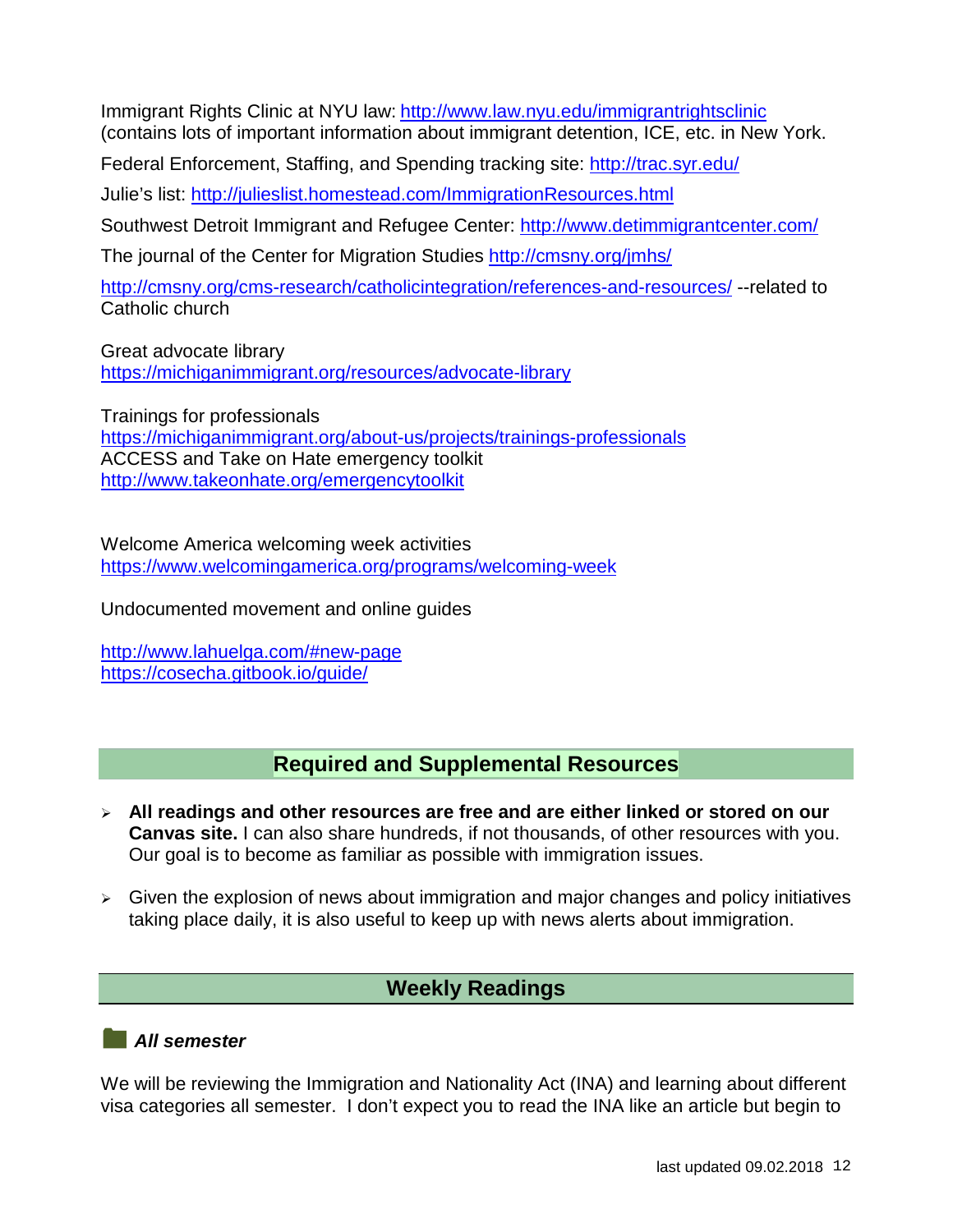Immigrant Rights Clinic at NYU law: http://www.law.nyu.edu/immigrantrightsclinic (contains lots of important information about immigrant detention, ICE, etc. in New York.

Federal Enforcement, Staffing, and Spending tracking site: http://trac.syr.edu/

Julie's list: http://julieslist.homestead.com/ImmigrationResources.html

Southwest Detroit Immigrant and Refugee Center: http://www.detimmigrantcenter.com/

The journal of the Center for Migration Studies http://cmsny.org/jmhs/

http://cmsny.org/cms-research/catholicintegration/references-and-resources/ --related to Catholic church

Great advocate library
https://michiganimmigrant.org/resources/advocate-library

Trainings for professionals
https://michiganimmigrant.org/about-us/projects/trainings-professionals
ACCESS and Take on Hate emergency toolkit
http://www.takeonhate.org/emergencytoolkit

Welcome America welcoming week activities
https://www.welcomingamerica.org/programs/welcoming-week

Undocumented movement and online guides

http://www.lahuelga.com/#new-page
https://cosecha.gitbook.io/guide/

## Required and Supplemental Resources

- **All readings and other resources are free and are either linked or stored on our Canvas site.** I can also share hundreds, if not thousands, of other resources with you. Our goal is to become as familiar as possible with immigration issues.
- Given the explosion of news about immigration and major changes and policy initiatives taking place daily, it is also useful to keep up with news alerts about immigration.

## Weekly Readings

### *All semester*

We will be reviewing the Immigration and Nationality Act (INA) and learning about different visa categories all semester. I don't expect you to read the INA like an article but begin to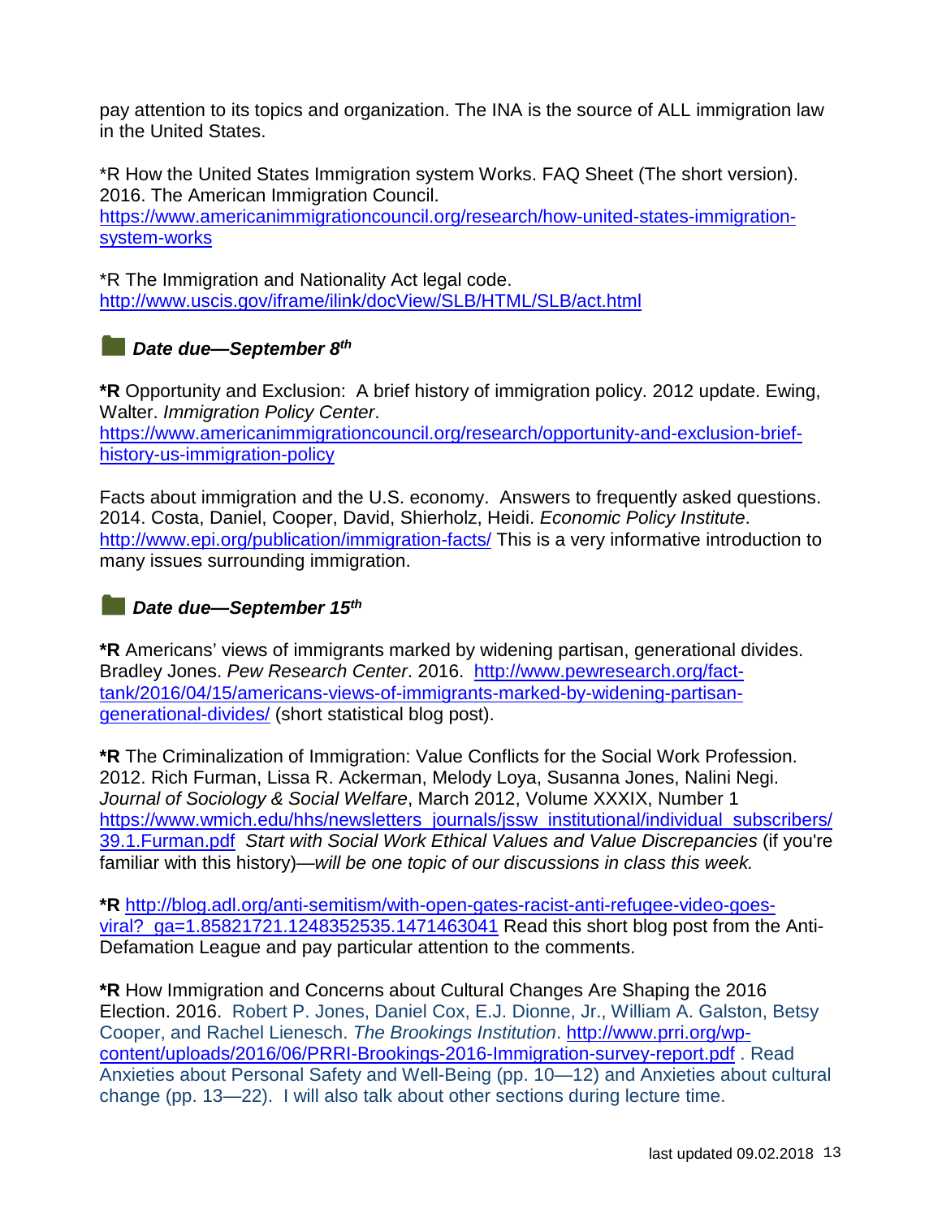pay attention to its topics and organization. The INA is the source of ALL immigration law in the United States.

*R How the United States Immigration system Works. FAQ Sheet (The short version). 2016. The American Immigration Council. https://www.americanimmigrationcouncil.org/research/how-united-states-immigration-system-works

*R The Immigration and Nationality Act legal code. http://www.uscis.gov/iframe/ilink/docView/SLB/HTML/SLB/act.html

### *Date due—September 8th*

**\*R** Opportunity and Exclusion: A brief history of immigration policy. 2012 update. Ewing, Walter. *Immigration Policy Center*. https://www.americanimmigrationcouncil.org/research/opportunity-and-exclusion-brief-history-us-immigration-policy

Facts about immigration and the U.S. economy. Answers to frequently asked questions. 2014. Costa, Daniel, Cooper, David, Shierholz, Heidi. *Economic Policy Institute*. http://www.epi.org/publication/immigration-facts/ This is a very informative introduction to many issues surrounding immigration.

### *Date due—September 15th*

**\*R** Americans' views of immigrants marked by widening partisan, generational divides. Bradley Jones. *Pew Research Center*. 2016. http://www.pewresearch.org/fact-tank/2016/04/15/americans-views-of-immigrants-marked-by-widening-partisan-generational-divides/ (short statistical blog post).

**\*R** The Criminalization of Immigration: Value Conflicts for the Social Work Profession. 2012. Rich Furman, Lissa R. Ackerman, Melody Loya, Susanna Jones, Nalini Negi. *Journal of Sociology & Social Welfare*, March 2012, Volume XXXIX, Number 1 https://www.wmich.edu/hhs/newsletters_journals/jssw_institutional/individual_subscribers/39.1.Furman.pdf *Start with Social Work Ethical Values and Value Discrepancies* (if you're familiar with this history)—*will be one topic of our discussions in class this week.*

**\*R** http://blog.adl.org/anti-semitism/with-open-gates-racist-anti-refugee-video-goes-viral?_ga=1.85821721.1248352535.1471463041 Read this short blog post from the Anti-Defamation League and pay particular attention to the comments.

**\*R** How Immigration and Concerns about Cultural Changes Are Shaping the 2016 Election. 2016. Robert P. Jones, Daniel Cox, E.J. Dionne, Jr., William A. Galston, Betsy Cooper, and Rachel Lienesch. *The Brookings Institution*. http://www.prri.org/wp-content/uploads/2016/06/PRRI-Brookings-2016-Immigration-survey-report.pdf . Read Anxieties about Personal Safety and Well-Being (pp. 10—12) and Anxieties about cultural change (pp. 13—22). I will also talk about other sections during lecture time.

last updated 09.02.2018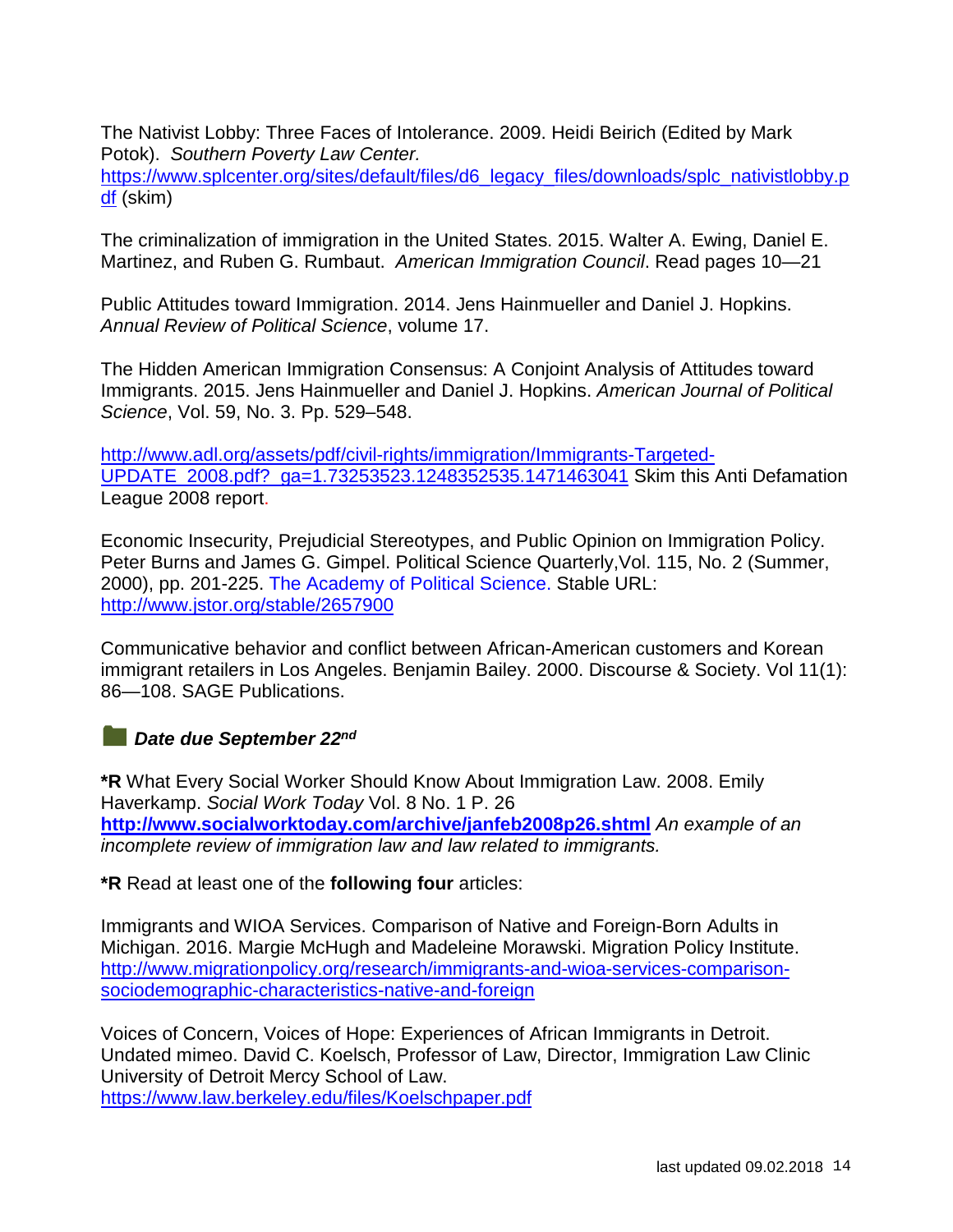The Nativist Lobby: Three Faces of Intolerance. 2009. Heidi Beirich (Edited by Mark Potok). *Southern Poverty Law Center.* https://www.splcenter.org/sites/default/files/d6_legacy_files/downloads/splc_nativistlobby.pdf (skim)

The criminalization of immigration in the United States. 2015. Walter A. Ewing, Daniel E. Martinez, and Ruben G. Rumbaut. *American Immigration Council*. Read pages 10—21

Public Attitudes toward Immigration. 2014. Jens Hainmueller and Daniel J. Hopkins. *Annual Review of Political Science*, volume 17.

The Hidden American Immigration Consensus: A Conjoint Analysis of Attitudes toward Immigrants. 2015. Jens Hainmueller and Daniel J. Hopkins. *American Journal of Political Science*, Vol. 59, No. 3. Pp. 529–548.

http://www.adl.org/assets/pdf/civil-rights/immigration/Immigrants-Targeted-UPDATE_2008.pdf?_ga=1.73253523.1248352535.1471463041 Skim this Anti Defamation League 2008 report.

Economic Insecurity, Prejudicial Stereotypes, and Public Opinion on Immigration Policy. Peter Burns and James G. Gimpel. Political Science Quarterly,Vol. 115, No. 2 (Summer, 2000), pp. 201-225. The Academy of Political Science. Stable URL: http://www.jstor.org/stable/2657900

Communicative behavior and conflict between African-American customers and Korean immigrant retailers in Los Angeles. Benjamin Bailey. 2000. Discourse & Society. Vol 11(1): 86—108. SAGE Publications.

***Date due September 22nd***

**\*R** What Every Social Worker Should Know About Immigration Law. 2008. Emily Haverkamp. *Social Work Today* Vol. 8 No. 1 P. 26 **http://www.socialworktoday.com/archive/janfeb2008p26.shtml** *An example of an incomplete review of immigration law and law related to immigrants.*

**\*R** Read at least one of the **following four** articles:

Immigrants and WIOA Services. Comparison of Native and Foreign-Born Adults in Michigan. 2016. Margie McHugh and Madeleine Morawski. Migration Policy Institute. http://www.migrationpolicy.org/research/immigrants-and-wioa-services-comparison-sociodemographic-characteristics-native-and-foreign

Voices of Concern, Voices of Hope: Experiences of African Immigrants in Detroit. Undated mimeo. David C. Koelsch, Professor of Law, Director, Immigration Law Clinic University of Detroit Mercy School of Law. https://www.law.berkeley.edu/files/Koelschpaper.pdf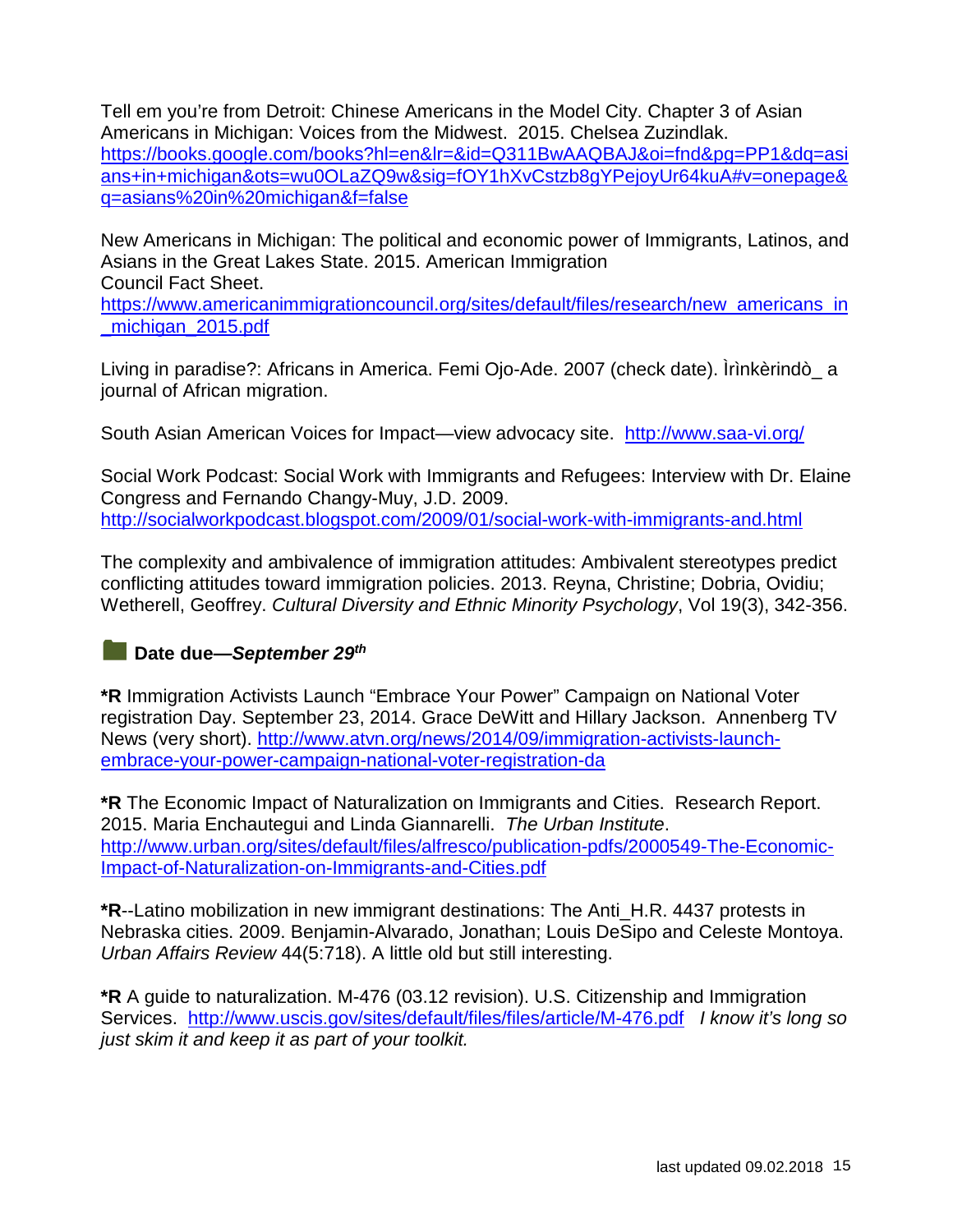Tell em you're from Detroit: Chinese Americans in the Model City. Chapter 3 of Asian Americans in Michigan: Voices from the Midwest. 2015. Chelsea Zuzindlak. https://books.google.com/books?hl=en&lr=&id=Q311BwAAQBAJ&oi=fnd&pg=PP1&dq=asians+in+michigan&ots=wu0OLaZQ9w&sig=fOY1hXvCstzb8gYPejoyUr64kuA#v=onepage&q=asians%20in%20michigan&f=false

New Americans in Michigan: The political and economic power of Immigrants, Latinos, and Asians in the Great Lakes State. 2015. American Immigration Council Fact Sheet. https://www.americanimmigrationcouncil.org/sites/default/files/research/new_americans_in_michigan_2015.pdf

Living in paradise?: Africans in America. Femi Ojo-Ade. 2007 (check date). Ìrìnkèrindò_ a journal of African migration.

South Asian American Voices for Impact—view advocacy site. http://www.saa-vi.org/

Social Work Podcast: Social Work with Immigrants and Refugees: Interview with Dr. Elaine Congress and Fernando Changy-Muy, J.D. 2009. http://socialworkpodcast.blogspot.com/2009/01/social-work-with-immigrants-and.html

The complexity and ambivalence of immigration attitudes: Ambivalent stereotypes predict conflicting attitudes toward immigration policies. 2013. Reyna, Christine; Dobria, Ovidiu; Wetherell, Geoffrey. *Cultural Diversity and Ethnic Minority Psychology*, Vol 19(3), 342-356.

### Date due—*September 29th*

**\*R** Immigration Activists Launch "Embrace Your Power" Campaign on National Voter registration Day. September 23, 2014. Grace DeWitt and Hillary Jackson. Annenberg TV News (very short). http://www.atvn.org/news/2014/09/immigration-activists-launch-embrace-your-power-campaign-national-voter-registration-da

**\*R** The Economic Impact of Naturalization on Immigrants and Cities. Research Report. 2015. Maria Enchautegui and Linda Giannarelli. *The Urban Institute*. http://www.urban.org/sites/default/files/alfresco/publication-pdfs/2000549-The-Economic-Impact-of-Naturalization-on-Immigrants-and-Cities.pdf

**\*R**--Latino mobilization in new immigrant destinations: The Anti_H.R. 4437 protests in Nebraska cities. 2009. Benjamin-Alvarado, Jonathan; Louis DeSipo and Celeste Montoya. *Urban Affairs Review* 44(5:718). A little old but still interesting.

**\*R** A guide to naturalization. M-476 (03.12 revision). U.S. Citizenship and Immigration Services. http://www.uscis.gov/sites/default/files/files/article/M-476.pdf *I know it's long so just skim it and keep it as part of your toolkit.*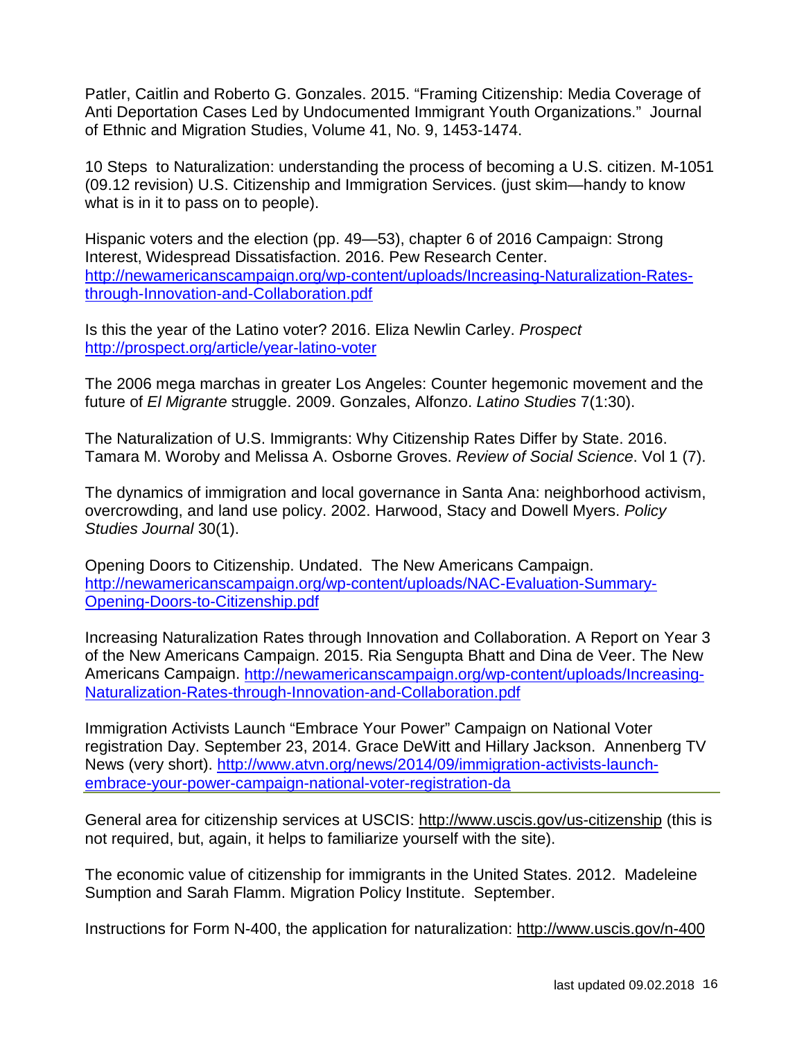Patler, Caitlin and Roberto G. Gonzales. 2015. “Framing Citizenship: Media Coverage of Anti Deportation Cases Led by Undocumented Immigrant Youth Organizations.” Journal of Ethnic and Migration Studies, Volume 41, No. 9, 1453-1474.

10 Steps to Naturalization: understanding the process of becoming a U.S. citizen. M-1051 (09.12 revision) U.S. Citizenship and Immigration Services. (just skim—handy to know what is in it to pass on to people).

Hispanic voters and the election (pp. 49—53), chapter 6 of 2016 Campaign: Strong Interest, Widespread Dissatisfaction. 2016. Pew Research Center. http://newamericanscampaign.org/wp-content/uploads/Increasing-Naturalization-Rates-through-Innovation-and-Collaboration.pdf

Is this the year of the Latino voter? 2016. Eliza Newlin Carley. *Prospect* http://prospect.org/article/year-latino-voter

The 2006 mega marchas in greater Los Angeles: Counter hegemonic movement and the future of *El Migrante* struggle. 2009. Gonzales, Alfonzo. *Latino Studies* 7(1:30).

The Naturalization of U.S. Immigrants: Why Citizenship Rates Differ by State. 2016. Tamara M. Woroby and Melissa A. Osborne Groves. *Review of Social Science*. Vol 1 (7).

The dynamics of immigration and local governance in Santa Ana: neighborhood activism, overcrowding, and land use policy. 2002. Harwood, Stacy and Dowell Myers. *Policy Studies Journal* 30(1).

Opening Doors to Citizenship. Undated. The New Americans Campaign. http://newamericanscampaign.org/wp-content/uploads/NAC-Evaluation-Summary-Opening-Doors-to-Citizenship.pdf

Increasing Naturalization Rates through Innovation and Collaboration. A Report on Year 3 of the New Americans Campaign. 2015. Ria Sengupta Bhatt and Dina de Veer. The New Americans Campaign. http://newamericanscampaign.org/wp-content/uploads/Increasing-Naturalization-Rates-through-Innovation-and-Collaboration.pdf

Immigration Activists Launch “Embrace Your Power” Campaign on National Voter registration Day. September 23, 2014. Grace DeWitt and Hillary Jackson. Annenberg TV News (very short). http://www.atvn.org/news/2014/09/immigration-activists-launch-embrace-your-power-campaign-national-voter-registration-da

General area for citizenship services at USCIS: http://www.uscis.gov/us-citizenship (this is not required, but, again, it helps to familiarize yourself with the site).

The economic value of citizenship for immigrants in the United States. 2012. Madeleine Sumption and Sarah Flamm. Migration Policy Institute. September.

Instructions for Form N-400, the application for naturalization: http://www.uscis.gov/n-400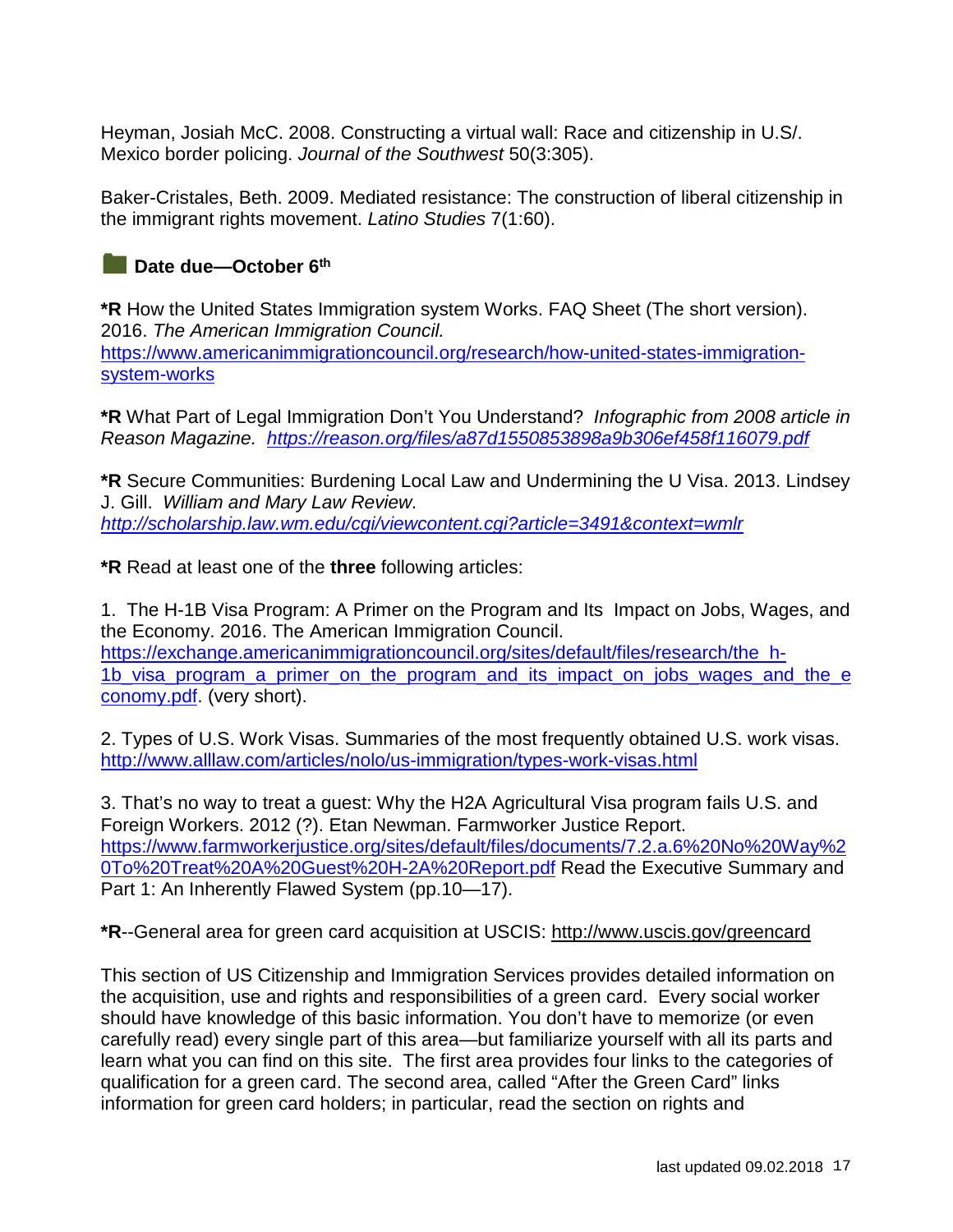Heyman, Josiah McC. 2008. Constructing a virtual wall: Race and citizenship in U.S/. Mexico border policing. *Journal of the Southwest* 50(3:305).

Baker-Cristales, Beth. 2009. Mediated resistance: The construction of liberal citizenship in the immigrant rights movement. *Latino Studies* 7(1:60).

### Date due—October 6th

**\*R** How the United States Immigration system Works. FAQ Sheet (The short version). 2016. *The American Immigration Council.* https://www.americanimmigrationcouncil.org/research/how-united-states-immigration-system-works

**\*R** What Part of Legal Immigration Don't You Understand? *Infographic from 2008 article in Reason Magazine. https://reason.org/files/a87d1550853898a9b306ef458f116079.pdf*

**\*R** Secure Communities: Burdening Local Law and Undermining the U Visa. 2013. Lindsey J. Gill. *William and Mary Law Review. http://scholarship.law.wm.edu/cgi/viewcontent.cgi?article=3491&context=wmlr*

**\*R** Read at least one of the **three** following articles:

1. The H-1B Visa Program: A Primer on the Program and Its Impact on Jobs, Wages, and the Economy. 2016. The American Immigration Council. https://exchange.americanimmigrationcouncil.org/sites/default/files/research/the_h-1b_visa_program_a_primer_on_the_program_and_its_impact_on_jobs_wages_and_the_economy.pdf. (very short).

2. Types of U.S. Work Visas. Summaries of the most frequently obtained U.S. work visas. http://www.alllaw.com/articles/nolo/us-immigration/types-work-visas.html

3. That's no way to treat a guest: Why the H2A Agricultural Visa program fails U.S. and Foreign Workers. 2012 (?). Etan Newman. Farmworker Justice Report. https://www.farmworkerjustice.org/sites/default/files/documents/7.2.a.6%20No%20Way%20To%20Treat%20A%20Guest%20H-2A%20Report.pdf Read the Executive Summary and Part 1: An Inherently Flawed System (pp.10—17).

**\*R**--General area for green card acquisition at USCIS: http://www.uscis.gov/greencard

This section of US Citizenship and Immigration Services provides detailed information on the acquisition, use and rights and responsibilities of a green card. Every social worker should have knowledge of this basic information. You don't have to memorize (or even carefully read) every single part of this area—but familiarize yourself with all its parts and learn what you can find on this site. The first area provides four links to the categories of qualification for a green card. The second area, called "After the Green Card" links information for green card holders; in particular, read the section on rights and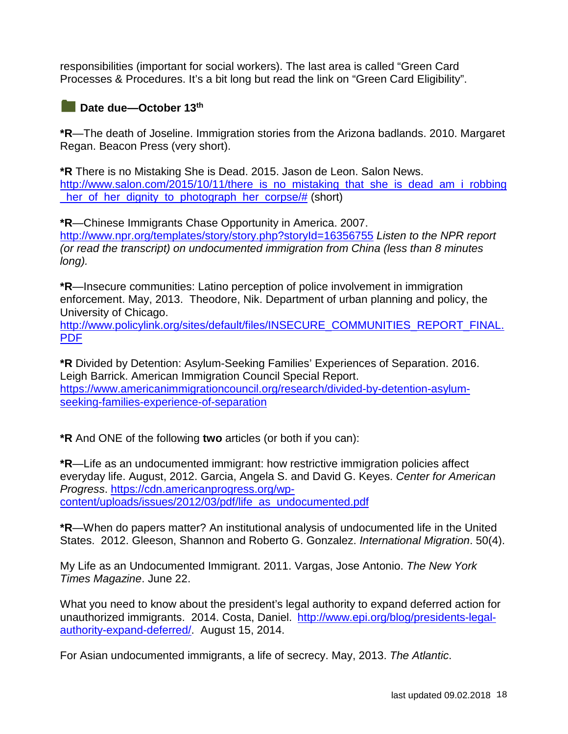responsibilities (important for social workers). The last area is called "Green Card Processes & Procedures. It's a bit long but read the link on "Green Card Eligibility".

## Date due—October 13th

**\*R**—The death of Joseline. Immigration stories from the Arizona badlands. 2010. Margaret Regan. Beacon Press (very short).

**\*R** There is no Mistaking She is Dead. 2015. Jason de Leon. Salon News. http://www.salon.com/2015/10/11/there_is_no_mistaking_that_she_is_dead_am_i_robbing_her_of_her_dignity_to_photograph_her_corpse/# (short)

**\*R**—Chinese Immigrants Chase Opportunity in America. 2007. http://www.npr.org/templates/story/story.php?storyId=16356755 *Listen to the NPR report (or read the transcript) on undocumented immigration from China (less than 8 minutes long).*

**\*R**—Insecure communities: Latino perception of police involvement in immigration enforcement. May, 2013. Theodore, Nik. Department of urban planning and policy, the University of Chicago. http://www.policylink.org/sites/default/files/INSECURE_COMMUNITIES_REPORT_FINAL.PDF

**\*R** Divided by Detention: Asylum-Seeking Families' Experiences of Separation. 2016. Leigh Barrick. American Immigration Council Special Report. https://www.americanimmigrationcouncil.org/research/divided-by-detention-asylum-seeking-families-experience-of-separation

**\*R** And ONE of the following **two** articles (or both if you can):

**\*R**—Life as an undocumented immigrant: how restrictive immigration policies affect everyday life. August, 2012. Garcia, Angela S. and David G. Keyes. *Center for American Progress*. https://cdn.americanprogress.org/wp-content/uploads/issues/2012/03/pdf/life_as_undocumented.pdf

**\*R**—When do papers matter? An institutional analysis of undocumented life in the United States. 2012. Gleeson, Shannon and Roberto G. Gonzalez. *International Migration*. 50(4).

My Life as an Undocumented Immigrant. 2011. Vargas, Jose Antonio. *The New York Times Magazine*. June 22.

What you need to know about the president's legal authority to expand deferred action for unauthorized immigrants. 2014. Costa, Daniel. http://www.epi.org/blog/presidents-legal-authority-expand-deferred/. August 15, 2014.

For Asian undocumented immigrants, a life of secrecy. May, 2013. *The Atlantic*.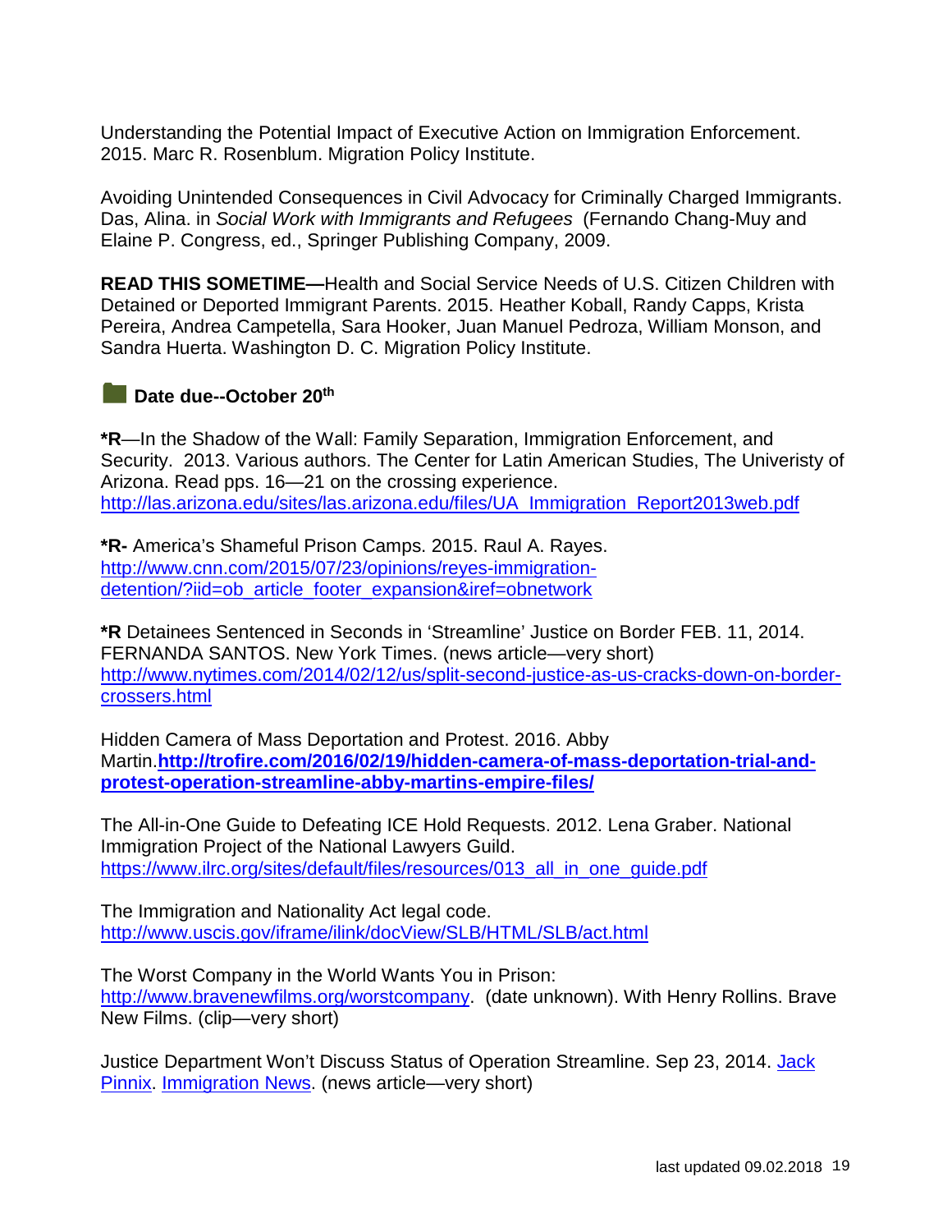Understanding the Potential Impact of Executive Action on Immigration Enforcement. 2015. Marc R. Rosenblum. Migration Policy Institute.

Avoiding Unintended Consequences in Civil Advocacy for Criminally Charged Immigrants. Das, Alina. in *Social Work with Immigrants and Refugees* (Fernando Chang-Muy and Elaine P. Congress, ed., Springer Publishing Company, 2009.

**READ THIS SOMETIME—**Health and Social Service Needs of U.S. Citizen Children with Detained or Deported Immigrant Parents. 2015. Heather Koball, Randy Capps, Krista Pereira, Andrea Campetella, Sara Hooker, Juan Manuel Pedroza, William Monson, and Sandra Huerta. Washington D. C. Migration Policy Institute.

**Date due--October 20th**

**\*R**—In the Shadow of the Wall: Family Separation, Immigration Enforcement, and Security. 2013. Various authors. The Center for Latin American Studies, The Univeristy of Arizona. Read pps. 16—21 on the crossing experience. http://las.arizona.edu/sites/las.arizona.edu/files/UA_Immigration_Report2013web.pdf

**\*R-** America's Shameful Prison Camps. 2015. Raul A. Rayes. http://www.cnn.com/2015/07/23/opinions/reyes-immigration-detention/?iid=ob_article_footer_expansion&iref=obnetwork

**\*R** Detainees Sentenced in Seconds in 'Streamline' Justice on Border FEB. 11, 2014. FERNANDA SANTOS. New York Times. (news article—very short) http://www.nytimes.com/2014/02/12/us/split-second-justice-as-us-cracks-down-on-border-crossers.html

Hidden Camera of Mass Deportation and Protest. 2016. Abby Martin.**http://trofire.com/2016/02/19/hidden-camera-of-mass-deportation-trial-and-protest-operation-streamline-abby-martins-empire-files/**

The All-in-One Guide to Defeating ICE Hold Requests. 2012. Lena Graber. National Immigration Project of the National Lawyers Guild. https://www.ilrc.org/sites/default/files/resources/013_all_in_one_guide.pdf

The Immigration and Nationality Act legal code. http://www.uscis.gov/iframe/ilink/docView/SLB/HTML/SLB/act.html

The Worst Company in the World Wants You in Prison: http://www.bravenewfilms.org/worstcompany. (date unknown). With Henry Rollins. Brave New Films. (clip—very short)

Justice Department Won't Discuss Status of Operation Streamline. Sep 23, 2014. Jack Pinnix. Immigration News. (news article—very short)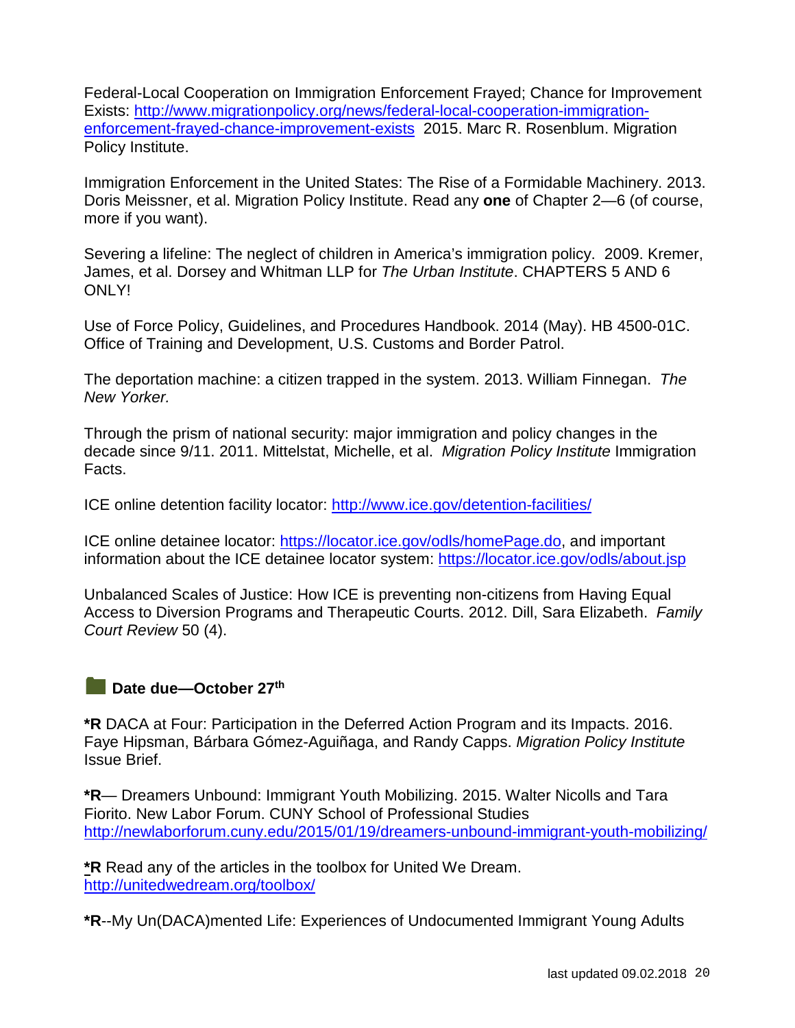Federal-Local Cooperation on Immigration Enforcement Frayed; Chance for Improvement Exists: http://www.migrationpolicy.org/news/federal-local-cooperation-immigration-enforcement-frayed-chance-improvement-exists 2015. Marc R. Rosenblum. Migration Policy Institute.

Immigration Enforcement in the United States: The Rise of a Formidable Machinery. 2013. Doris Meissner, et al. Migration Policy Institute. Read any **one** of Chapter 2—6 (of course, more if you want).

Severing a lifeline: The neglect of children in America's immigration policy. 2009. Kremer, James, et al. Dorsey and Whitman LLP for *The Urban Institute*. CHAPTERS 5 AND 6 ONLY!

Use of Force Policy, Guidelines, and Procedures Handbook. 2014 (May). HB 4500-01C. Office of Training and Development, U.S. Customs and Border Patrol.

The deportation machine: a citizen trapped in the system. 2013. William Finnegan. *The New Yorker.*

Through the prism of national security: major immigration and policy changes in the decade since 9/11. 2011. Mittelstat, Michelle, et al. *Migration Policy Institute* Immigration Facts.

ICE online detention facility locator: http://www.ice.gov/detention-facilities/

ICE online detainee locator: https://locator.ice.gov/odls/homePage.do, and important information about the ICE detainee locator system: https://locator.ice.gov/odls/about.jsp

Unbalanced Scales of Justice: How ICE is preventing non-citizens from Having Equal Access to Diversion Programs and Therapeutic Courts. 2012. Dill, Sara Elizabeth. *Family Court Review* 50 (4).

### Date due—October 27th

**\*R** DACA at Four: Participation in the Deferred Action Program and its Impacts. 2016. Faye Hipsman, Bárbara Gómez-Aguiñaga, and Randy Capps. *Migration Policy Institute* Issue Brief.

**\*R**— Dreamers Unbound: Immigrant Youth Mobilizing. 2015. Walter Nicolls and Tara Fiorito. New Labor Forum. CUNY School of Professional Studies http://newlaborforum.cuny.edu/2015/01/19/dreamers-unbound-immigrant-youth-mobilizing/

**\*R** Read any of the articles in the toolbox for United We Dream. http://unitedwedream.org/toolbox/

**\*R**--My Un(DACA)mented Life: Experiences of Undocumented Immigrant Young Adults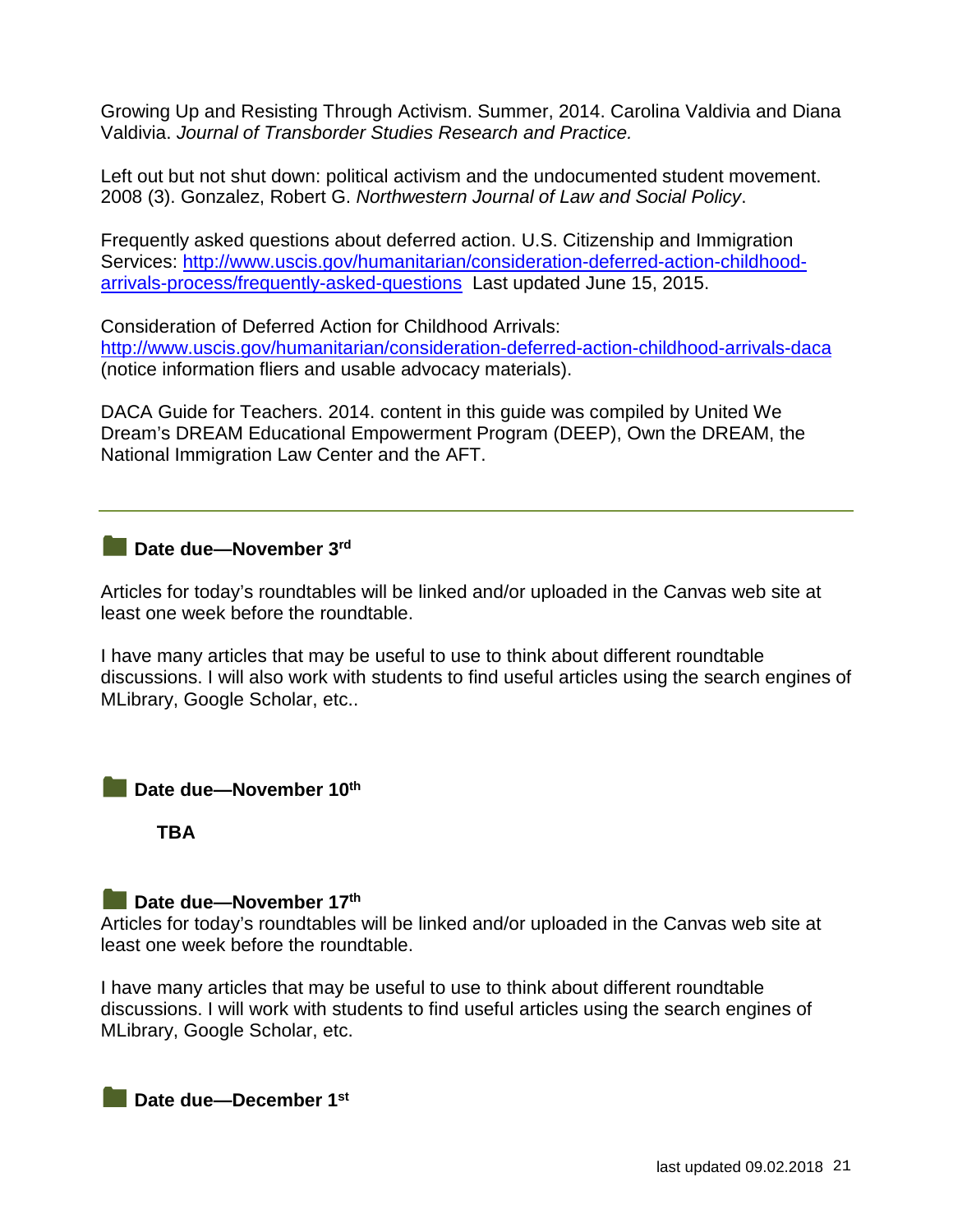Growing Up and Resisting Through Activism. Summer, 2014. Carolina Valdivia and Diana Valdivia. *Journal of Transborder Studies Research and Practice.*

Left out but not shut down: political activism and the undocumented student movement. 2008 (3). Gonzalez, Robert G. *Northwestern Journal of Law and Social Policy*.

Frequently asked questions about deferred action. U.S. Citizenship and Immigration Services: [http://www.uscis.gov/humanitarian/consideration-deferred-action-childhood-arrivals-process/frequently-asked-questions](http://www.uscis.gov/humanitarian/consideration-deferred-action-childhood-arrivals-process/frequently-asked-questions) Last updated June 15, 2015.

Consideration of Deferred Action for Childhood Arrivals: [http://www.uscis.gov/humanitarian/consideration-deferred-action-childhood-arrivals-daca](http://www.uscis.gov/humanitarian/consideration-deferred-action-childhood-arrivals-daca) (notice information fliers and usable advocacy materials).

DACA Guide for Teachers. 2014. content in this guide was compiled by United We Dream's DREAM Educational Empowerment Program (DEEP), Own the DREAM, the National Immigration Law Center and the AFT.

---

### Date due—November 3rd

Articles for today's roundtables will be linked and/or uploaded in the Canvas web site at least one week before the roundtable.

I have many articles that may be useful to use to think about different roundtable discussions. I will also work with students to find useful articles using the search engines of MLibrary, Google Scholar, etc..

### Date due—November 10th

**TBA**

### Date due—November 17th

Articles for today's roundtables will be linked and/or uploaded in the Canvas web site at least one week before the roundtable.

I have many articles that may be useful to use to think about different roundtable discussions. I will work with students to find useful articles using the search engines of MLibrary, Google Scholar, etc.

### Date due—December 1st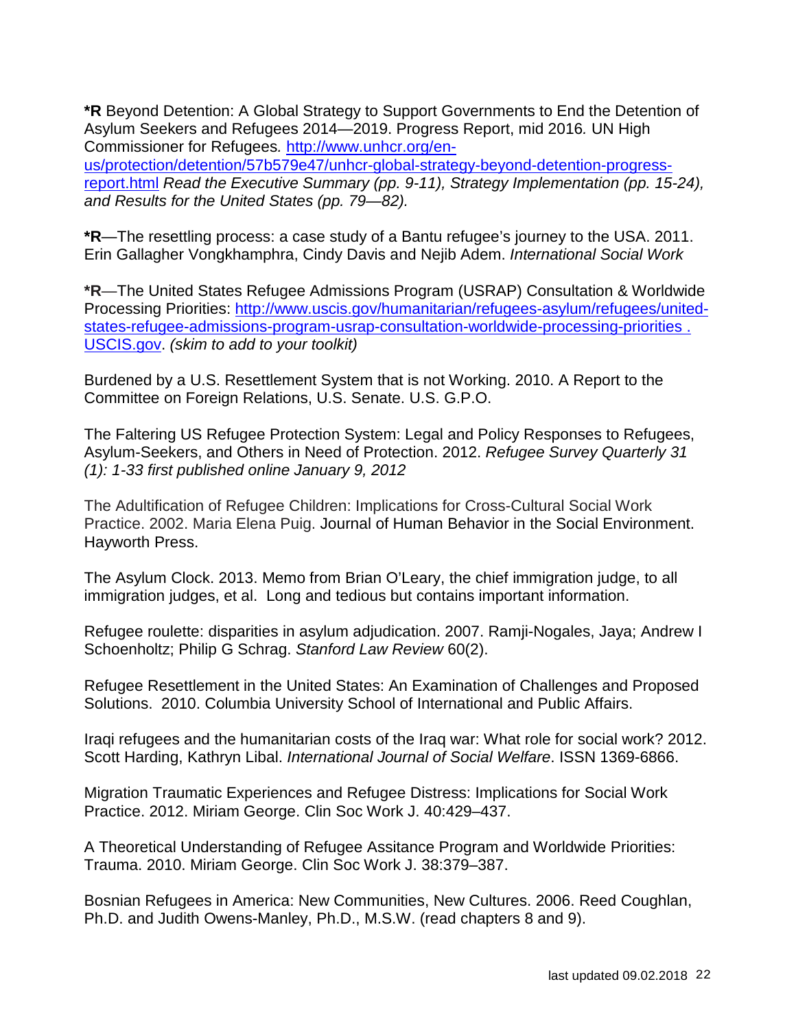**\*R** Beyond Detention: A Global Strategy to Support Governments to End the Detention of Asylum Seekers and Refugees 2014—2019. Progress Report, mid 2016. UN High Commissioner for Refugees. [http://www.unhcr.org/en-us/protection/detention/57b579e47/unhcr-global-strategy-beyond-detention-progress-report.html](http://www.unhcr.org/en-us/protection/detention/57b579e47/unhcr-global-strategy-beyond-detention-progress-report.html) *Read the Executive Summary (pp. 9-11), Strategy Implementation (pp. 15-24), and Results for the United States (pp. 79—82).*

**\*R**—The resettling process: a case study of a Bantu refugee's journey to the USA. 2011. Erin Gallagher Vongkhamphra, Cindy Davis and Nejib Adem. *International Social Work*

**\*R**—The United States Refugee Admissions Program (USRAP) Consultation & Worldwide Processing Priorities: [http://www.uscis.gov/humanitarian/refugees-asylum/refugees/united-states-refugee-admissions-program-usrap-consultation-worldwide-processing-priorities . USCIS.gov](http://www.uscis.gov/humanitarian/refugees-asylum/refugees/united-states-refugee-admissions-program-usrap-consultation-worldwide-processing-priorities). *(skim to add to your toolkit)*

Burdened by a U.S. Resettlement System that is not Working. 2010. A Report to the Committee on Foreign Relations, U.S. Senate. U.S. G.P.O.

The Faltering US Refugee Protection System: Legal and Policy Responses to Refugees, Asylum-Seekers, and Others in Need of Protection. 2012. *Refugee Survey Quarterly 31 (1): 1-33 first published online January 9, 2012*

The Adultification of Refugee Children: Implications for Cross-Cultural Social Work Practice. 2002. Maria Elena Puig. Journal of Human Behavior in the Social Environment. Hayworth Press.

The Asylum Clock. 2013. Memo from Brian O'Leary, the chief immigration judge, to all immigration judges, et al. Long and tedious but contains important information.

Refugee roulette: disparities in asylum adjudication. 2007. Ramji-Nogales, Jaya; Andrew I Schoenholtz; Philip G Schrag. *Stanford Law Review* 60(2).

Refugee Resettlement in the United States: An Examination of Challenges and Proposed Solutions. 2010. Columbia University School of International and Public Affairs.

Iraqi refugees and the humanitarian costs of the Iraq war: What role for social work? 2012. Scott Harding, Kathryn Libal. *International Journal of Social Welfare*. ISSN 1369-6866.

Migration Traumatic Experiences and Refugee Distress: Implications for Social Work Practice. 2012. Miriam George. Clin Soc Work J. 40:429–437.

A Theoretical Understanding of Refugee Assitance Program and Worldwide Priorities: Trauma. 2010. Miriam George. Clin Soc Work J. 38:379–387.

Bosnian Refugees in America: New Communities, New Cultures. 2006. Reed Coughlan, Ph.D. and Judith Owens-Manley, Ph.D., M.S.W. (read chapters 8 and 9).

last updated 09.02.2018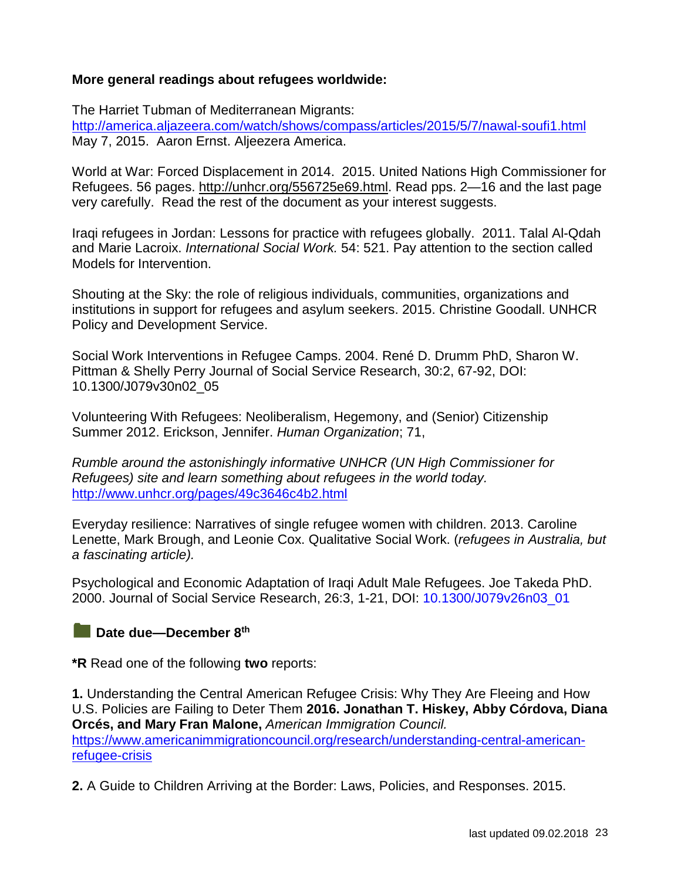**More general readings about refugees worldwide:**

The Harriet Tubman of Mediterranean Migrants:
http://america.aljazeera.com/watch/shows/compass/articles/2015/5/7/nawal-soufi1.html
May 7, 2015. Aaron Ernst. Aljeezera America.

World at War: Forced Displacement in 2014. 2015. United Nations High Commissioner for Refugees. 56 pages. http://unhcr.org/556725e69.html. Read pps. 2—16 and the last page very carefully. Read the rest of the document as your interest suggests.

Iraqi refugees in Jordan: Lessons for practice with refugees globally. 2011. Talal Al-Qdah and Marie Lacroix. *International Social Work.* 54: 521. Pay attention to the section called Models for Intervention.

Shouting at the Sky: the role of religious individuals, communities, organizations and institutions in support for refugees and asylum seekers. 2015. Christine Goodall. UNHCR Policy and Development Service.

Social Work Interventions in Refugee Camps. 2004. René D. Drumm PhD, Sharon W. Pittman & Shelly Perry Journal of Social Service Research, 30:2, 67-92, DOI: 10.1300/J079v30n02_05

Volunteering With Refugees: Neoliberalism, Hegemony, and (Senior) Citizenship Summer 2012. Erickson, Jennifer. *Human Organization*; 71,

*Rumble around the astonishingly informative UNHCR (UN High Commissioner for Refugees) site and learn something about refugees in the world today.*
http://www.unhcr.org/pages/49c3646c4b2.html

Everyday resilience: Narratives of single refugee women with children. 2013. Caroline Lenette, Mark Brough, and Leonie Cox. Qualitative Social Work. (*refugees in Australia, but a fascinating article).*

Psychological and Economic Adaptation of Iraqi Adult Male Refugees. Joe Takeda PhD. 2000. Journal of Social Service Research, 26:3, 1-21, DOI: 10.1300/J079v26n03_01

**Date due—December 8th**

***R** Read one of the following **two** reports:

**1.** Understanding the Central American Refugee Crisis: Why They Are Fleeing and How U.S. Policies are Failing to Deter Them **2016. Jonathan T. Hiskey, Abby Córdova, Diana Orcés, and Mary Fran Malone,** *American Immigration Council.*
https://www.americanimmigrationcouncil.org/research/understanding-central-american-refugee-crisis

**2.** A Guide to Children Arriving at the Border: Laws, Policies, and Responses. 2015.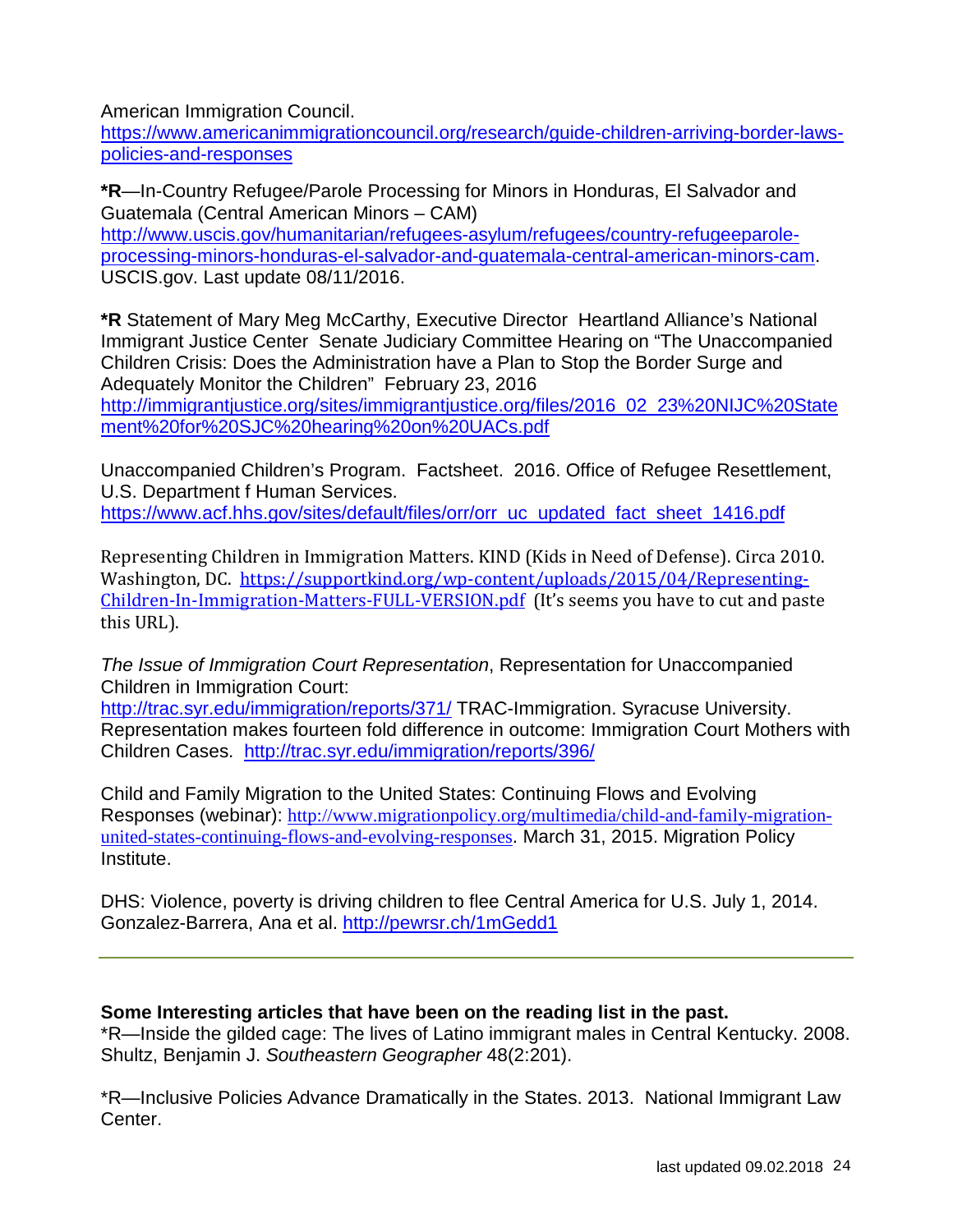American Immigration Council.
https://www.americanimmigrationcouncil.org/research/guide-children-arriving-border-laws-policies-and-responses

**\*R**—In-Country Refugee/Parole Processing for Minors in Honduras, El Salvador and Guatemala (Central American Minors – CAM)
http://www.uscis.gov/humanitarian/refugees-asylum/refugees/country-refugeeparole-processing-minors-honduras-el-salvador-and-guatemala-central-american-minors-cam. USCIS.gov. Last update 08/11/2016.

**\*R** Statement of Mary Meg McCarthy, Executive Director Heartland Alliance's National Immigrant Justice Center Senate Judiciary Committee Hearing on "The Unaccompanied Children Crisis: Does the Administration have a Plan to Stop the Border Surge and Adequately Monitor the Children" February 23, 2016
http://immigrantjustice.org/sites/immigrantjustice.org/files/2016_02_23%20NIJC%20Statement%20for%20SJC%20hearing%20on%20UACs.pdf

Unaccompanied Children's Program. Factsheet. 2016. Office of Refugee Resettlement, U.S. Department f Human Services.
https://www.acf.hhs.gov/sites/default/files/orr/orr_uc_updated_fact_sheet_1416.pdf

Representing Children in Immigration Matters. KIND (Kids in Need of Defense). Circa 2010. Washington, DC. https://supportkind.org/wp-content/uploads/2015/04/Representing-Children-In-Immigration-Matters-FULL-VERSION.pdf (It's seems you have to cut and paste this URL).

*The Issue of Immigration Court Representation*, Representation for Unaccompanied Children in Immigration Court:
http://trac.syr.edu/immigration/reports/371/ TRAC-Immigration. Syracuse University. Representation makes fourteen fold difference in outcome: Immigration Court Mothers with Children Cases. http://trac.syr.edu/immigration/reports/396/

Child and Family Migration to the United States: Continuing Flows and Evolving Responses (webinar): http://www.migrationpolicy.org/multimedia/child-and-family-migration-united-states-continuing-flows-and-evolving-responses. March 31, 2015. Migration Policy Institute.

DHS: Violence, poverty is driving children to flee Central America for U.S. July 1, 2014. Gonzalez-Barrera, Ana et al. http://pewrsr.ch/1mGedd1

---

**Some Interesting articles that have been on the reading list in the past.**
\*R—Inside the gilded cage: The lives of Latino immigrant males in Central Kentucky. 2008. Shultz, Benjamin J. *Southeastern Geographer* 48(2:201).

\*R—Inclusive Policies Advance Dramatically in the States. 2013. National Immigrant Law Center.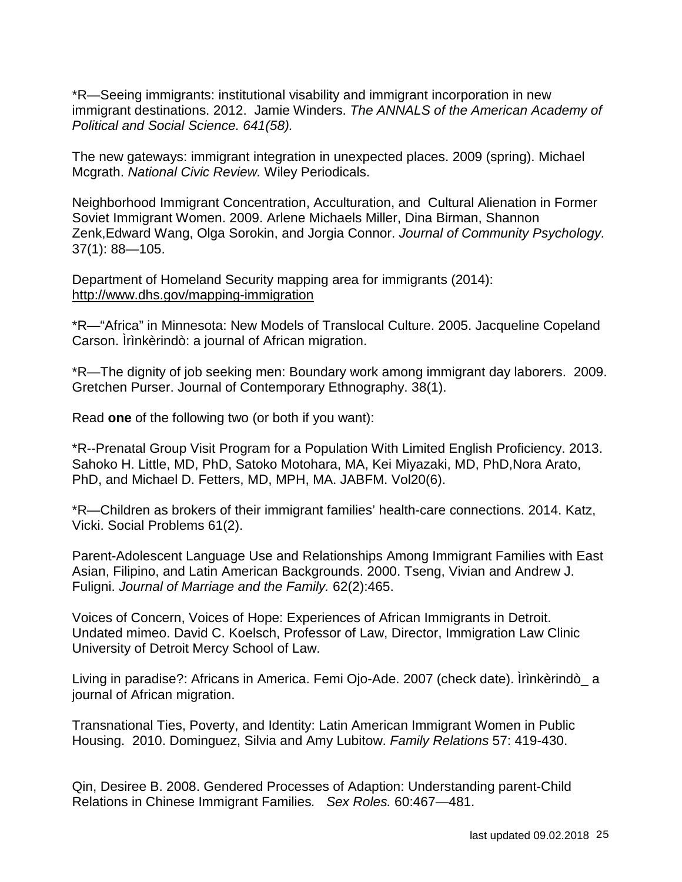*R—Seeing immigrants: institutional visability and immigrant incorporation in new immigrant destinations. 2012. Jamie Winders. *The ANNALS of the American Academy of Political and Social Science. 641(58).*

The new gateways: immigrant integration in unexpected places. 2009 (spring). Michael Mcgrath. *National Civic Review.* Wiley Periodicals.

Neighborhood Immigrant Concentration, Acculturation, and Cultural Alienation in Former Soviet Immigrant Women. 2009. Arlene Michaels Miller, Dina Birman, Shannon Zenk,Edward Wang, Olga Sorokin, and Jorgia Connor. *Journal of Community Psychology.* 37(1): 88—105.

Department of Homeland Security mapping area for immigrants (2014): http://www.dhs.gov/mapping-immigration

*R—"Africa" in Minnesota: New Models of Translocal Culture. 2005. Jacqueline Copeland Carson. Ìrìnkèrindò: a journal of African migration.

*R—The dignity of job seeking men: Boundary work among immigrant day laborers. 2009. Gretchen Purser. Journal of Contemporary Ethnography. 38(1).

Read **one** of the following two (or both if you want):

*R--Prenatal Group Visit Program for a Population With Limited English Proficiency. 2013. Sahoko H. Little, MD, PhD, Satoko Motohara, MA, Kei Miyazaki, MD, PhD,Nora Arato, PhD, and Michael D. Fetters, MD, MPH, MA. JABFM. Vol20(6).

*R—Children as brokers of their immigrant families' health-care connections. 2014. Katz, Vicki. Social Problems 61(2).

Parent-Adolescent Language Use and Relationships Among Immigrant Families with East Asian, Filipino, and Latin American Backgrounds. 2000. Tseng, Vivian and Andrew J. Fuligni. *Journal of Marriage and the Family.* 62(2):465.

Voices of Concern, Voices of Hope: Experiences of African Immigrants in Detroit. Undated mimeo. David C. Koelsch, Professor of Law, Director, Immigration Law Clinic University of Detroit Mercy School of Law.

Living in paradise?: Africans in America. Femi Ojo-Ade. 2007 (check date). Ìrìnkèrindò_ a journal of African migration.

Transnational Ties, Poverty, and Identity: Latin American Immigrant Women in Public Housing. 2010. Dominguez, Silvia and Amy Lubitow. *Family Relations* 57: 419-430.

Qin, Desiree B. 2008. Gendered Processes of Adaption: Understanding parent-Child Relations in Chinese Immigrant Families. *Sex Roles.* 60:467—481.

last updated 09.02.2018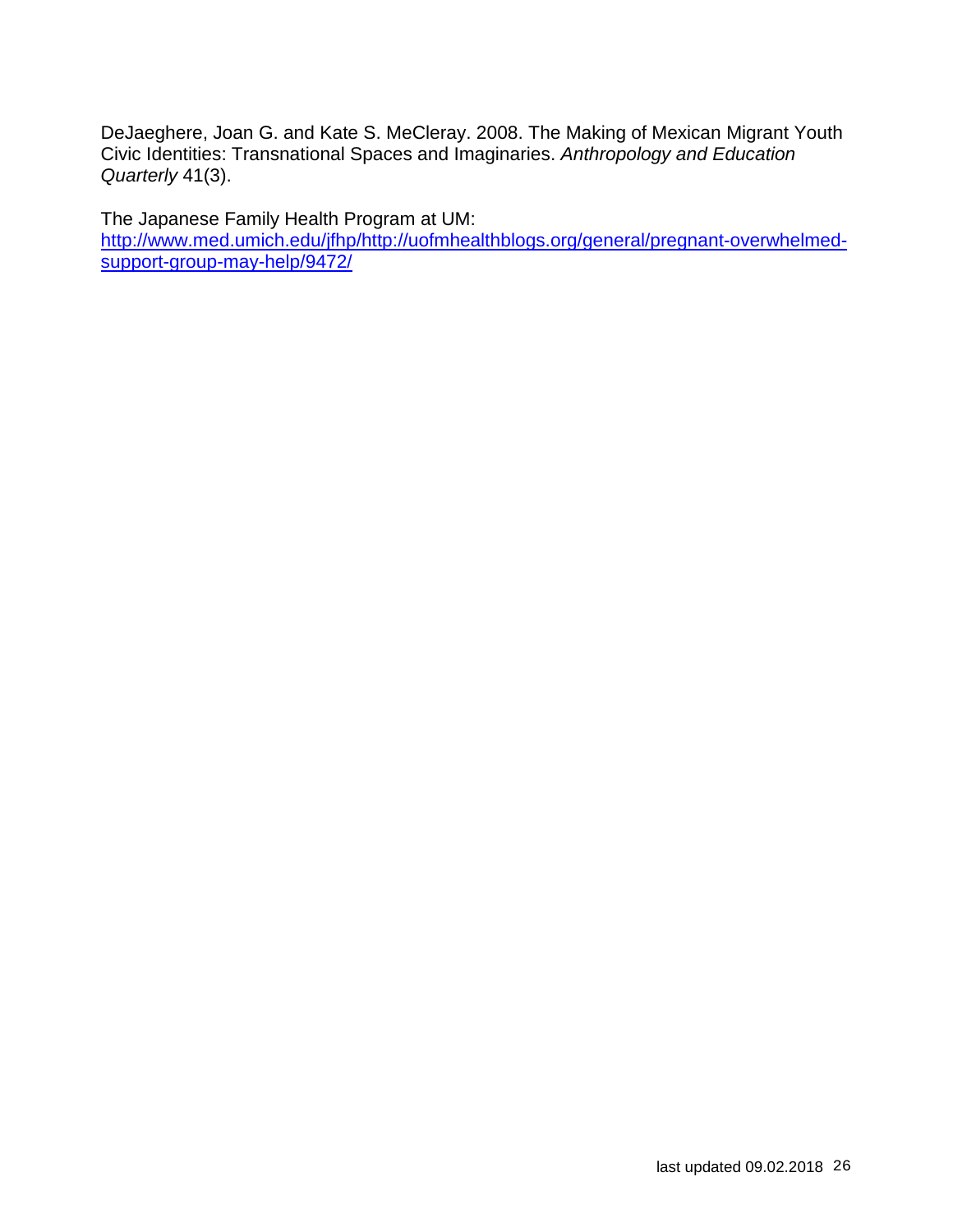DeJaeghere, Joan G. and Kate S. MeCleray. 2008. The Making of Mexican Migrant Youth Civic Identities: Transnational Spaces and Imaginaries. *Anthropology and Education Quarterly* 41(3).

The Japanese Family Health Program at UM:
http://www.med.umich.edu/jfhp/http://uofmhealthblogs.org/general/pregnant-overwhelmed-support-group-may-help/9472/

last updated 09.02.2018